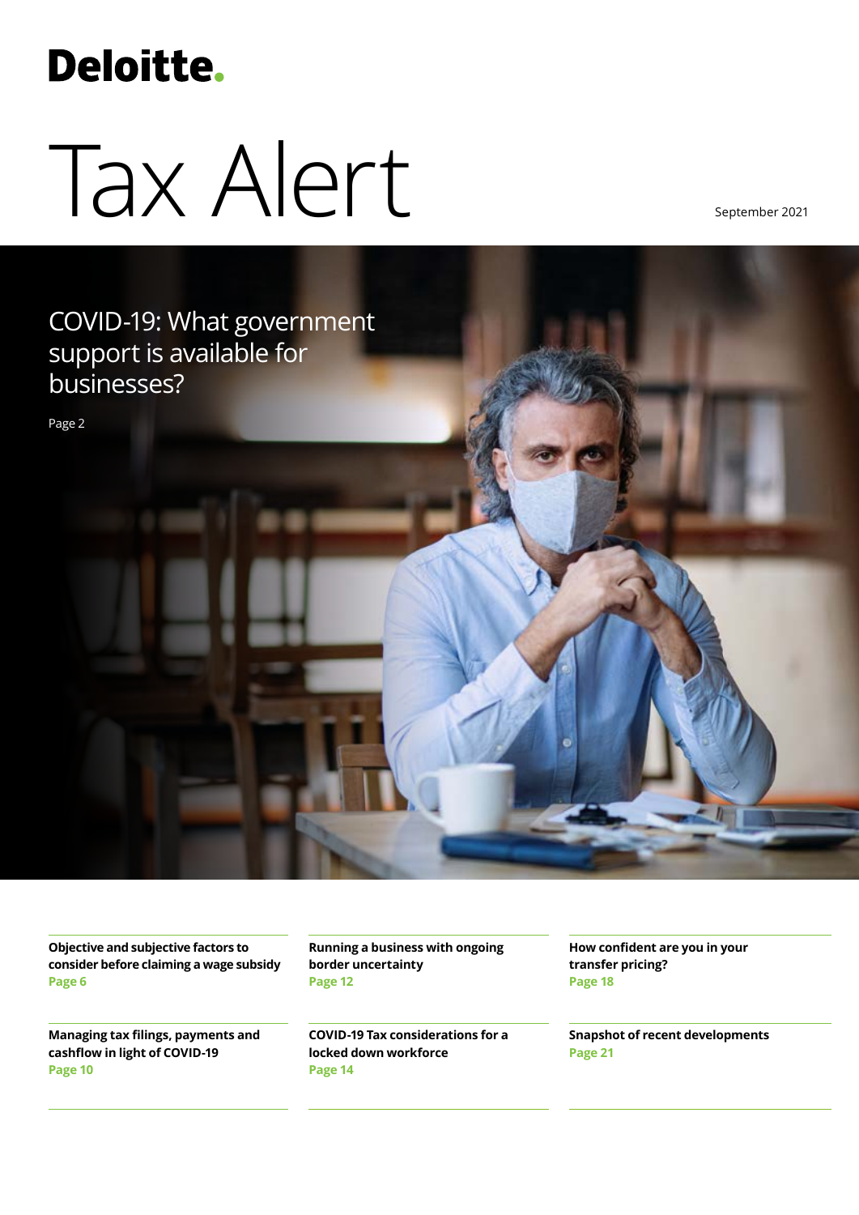Deloitte.

# Tax Alert

September 2021

## COVID-19: What government support is available for businesses?

Page 2

**Objective and subjective factors to consider before claiming a wage subsidy**
**Page 6**

**Running a business with ongoing border uncertainty**
**Page 12**

**How confident are you in your transfer pricing?**
**Page 18**

**Managing tax filings, payments and cashflow in light of COVID-19**
**Page 10**

**COVID-19 Tax considerations for a locked down workforce**
**Page 14**

**Snapshot of recent developments**
**Page 21**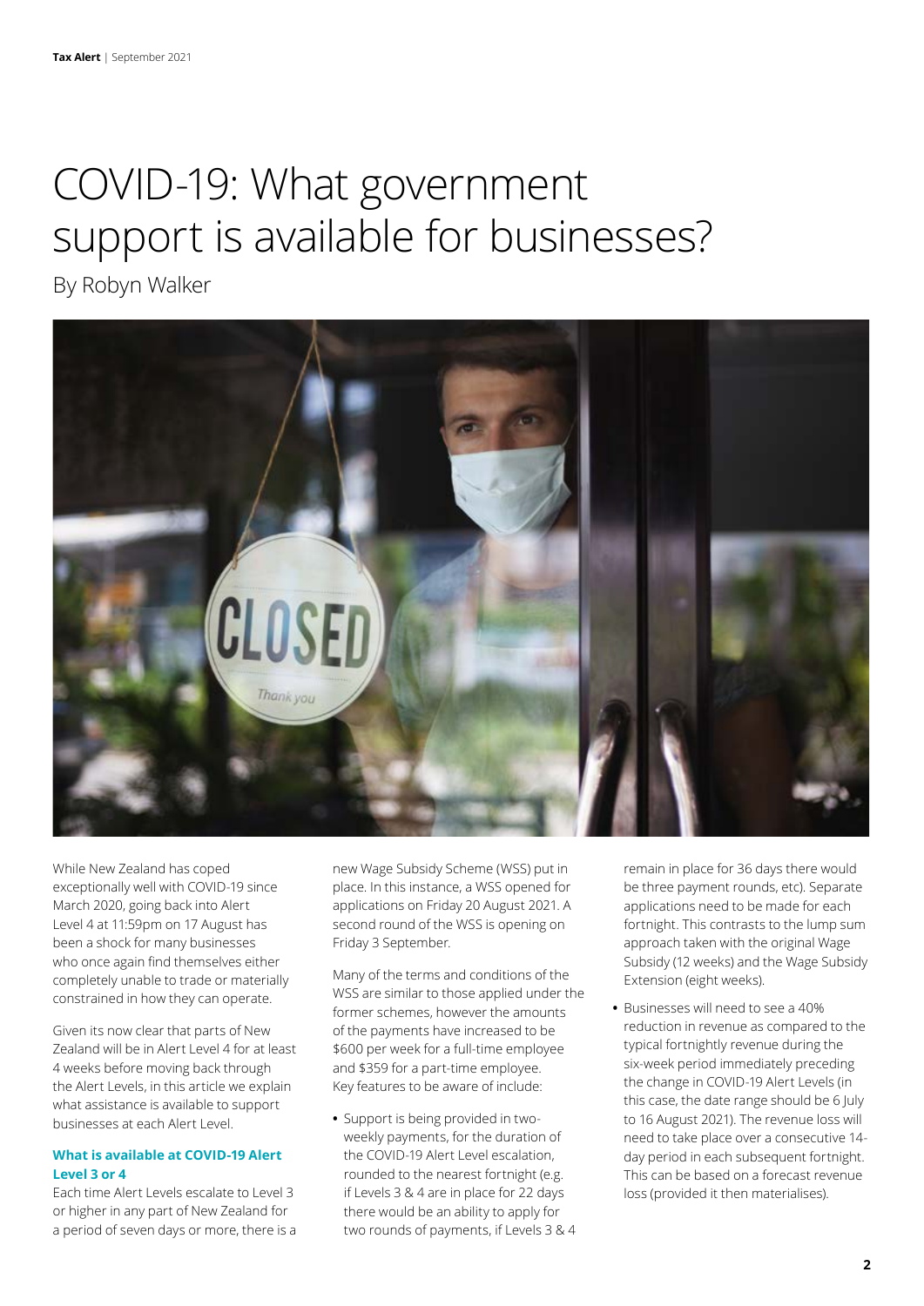# COVID-19: What government support is available for businesses?

By Robyn Walker

While New Zealand has coped exceptionally well with COVID-19 since March 2020, going back into Alert Level 4 at 11:59pm on 17 August has been a shock for many businesses who once again find themselves either completely unable to trade or materially constrained in how they can operate.

Given its now clear that parts of New Zealand will be in Alert Level 4 for at least 4 weeks before moving back through the Alert Levels, in this article we explain what assistance is available to support businesses at each Alert Level.

### What is available at COVID-19 Alert Level 3 or 4

Each time Alert Levels escalate to Level 3 or higher in any part of New Zealand for a period of seven days or more, there is a new Wage Subsidy Scheme (WSS) put in place. In this instance, a WSS opened for applications on Friday 20 August 2021. A second round of the WSS is opening on Friday 3 September.

Many of the terms and conditions of the WSS are similar to those applied under the former schemes, however the amounts of the payments have increased to be $600 per week for a full-time employee and $359 for a part-time employee. Key features to be aware of include:

- Support is being provided in two-weekly payments, for the duration of the COVID-19 Alert Level escalation, rounded to the nearest fortnight (e.g. if Levels 3 & 4 are in place for 22 days there would be an ability to apply for two rounds of payments, if Levels 3 & 4 remain in place for 36 days there would be three payment rounds, etc). Separate applications need to be made for each fortnight. This contrasts to the lump sum approach taken with the original Wage Subsidy (12 weeks) and the Wage Subsidy Extension (eight weeks).
- Businesses will need to see a 40% reduction in revenue as compared to the typical fortnightly revenue during the six-week period immediately preceding the change in COVID-19 Alert Levels (in this case, the date range should be 6 July to 16 August 2021). The revenue loss will need to take place over a consecutive 14-day period in each subsequent fortnight. This can be based on a forecast revenue loss (provided it then materialises).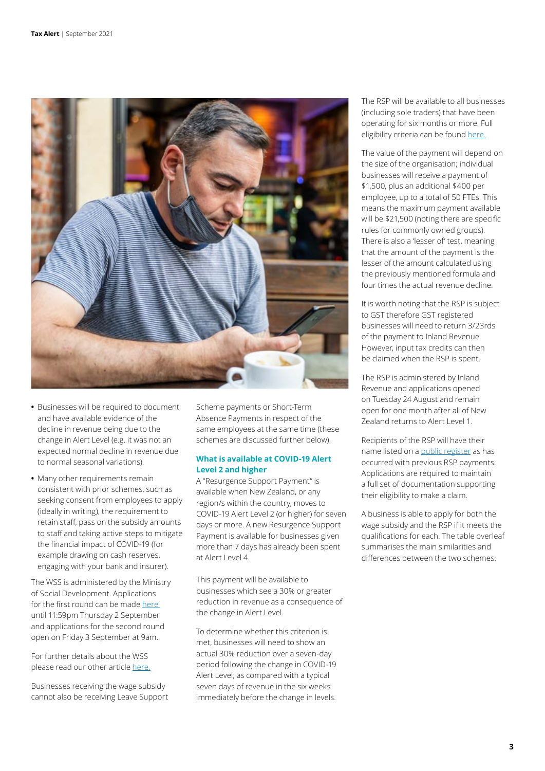- Businesses will be required to document and have available evidence of the decline in revenue being due to the change in Alert Level (e.g. it was not an expected normal decline in revenue due to normal seasonal variations).
- Many other requirements remain consistent with prior schemes, such as seeking consent from employees to apply (ideally in writing), the requirement to retain staff, pass on the subsidy amounts to staff and taking active steps to mitigate the financial impact of COVID-19 (for example drawing on cash reserves, engaging with your bank and insurer).

The WSS is administered by the Ministry of Social Development. Applications for the first round can be made here until 11:59pm Thursday 2 September and applications for the second round open on Friday 3 September at 9am.

For further details about the WSS please read our other article here.

Businesses receiving the wage subsidy cannot also be receiving Leave Support Scheme payments or Short-Term Absence Payments in respect of the same employees at the same time (these schemes are discussed further below).

### What is available at COVID-19 Alert Level 2 and higher

A "Resurgence Support Payment" is available when New Zealand, or any region/s within the country, moves to COVID-19 Alert Level 2 (or higher) for seven days or more. A new Resurgence Support Payment is available for businesses given more than 7 days has already been spent at Alert Level 4.

This payment will be available to businesses which see a 30% or greater reduction in revenue as a consequence of the change in Alert Level.

To determine whether this criterion is met, businesses will need to show an actual 30% reduction over a seven-day period following the change in COVID-19 Alert Level, as compared with a typical seven days of revenue in the six weeks immediately before the change in levels.

The RSP will be available to all businesses (including sole traders) that have been operating for six months or more. Full eligibility criteria can be found here.

The value of the payment will depend on the size of the organisation; individual businesses will receive a payment of $1,500, plus an additional $400 per employee, up to a total of 50 FTEs. This means the maximum payment available will be $21,500 (noting there are specific rules for commonly owned groups). There is also a 'lesser of' test, meaning that the amount of the payment is the lesser of the amount calculated using the previously mentioned formula and four times the actual revenue decline.

It is worth noting that the RSP is subject to GST therefore GST registered businesses will need to return 3/23rds of the payment to Inland Revenue. However, input tax credits can then be claimed when the RSP is spent.

The RSP is administered by Inland Revenue and applications opened on Tuesday 24 August and remain open for one month after all of New Zealand returns to Alert Level 1.

Recipients of the RSP will have their name listed on a public register as has occurred with previous RSP payments. Applications are required to maintain a full set of documentation supporting their eligibility to make a claim.

A business is able to apply for both the wage subsidy and the RSP if it meets the qualifications for each. The table overleaf summarises the main similarities and differences between the two schemes: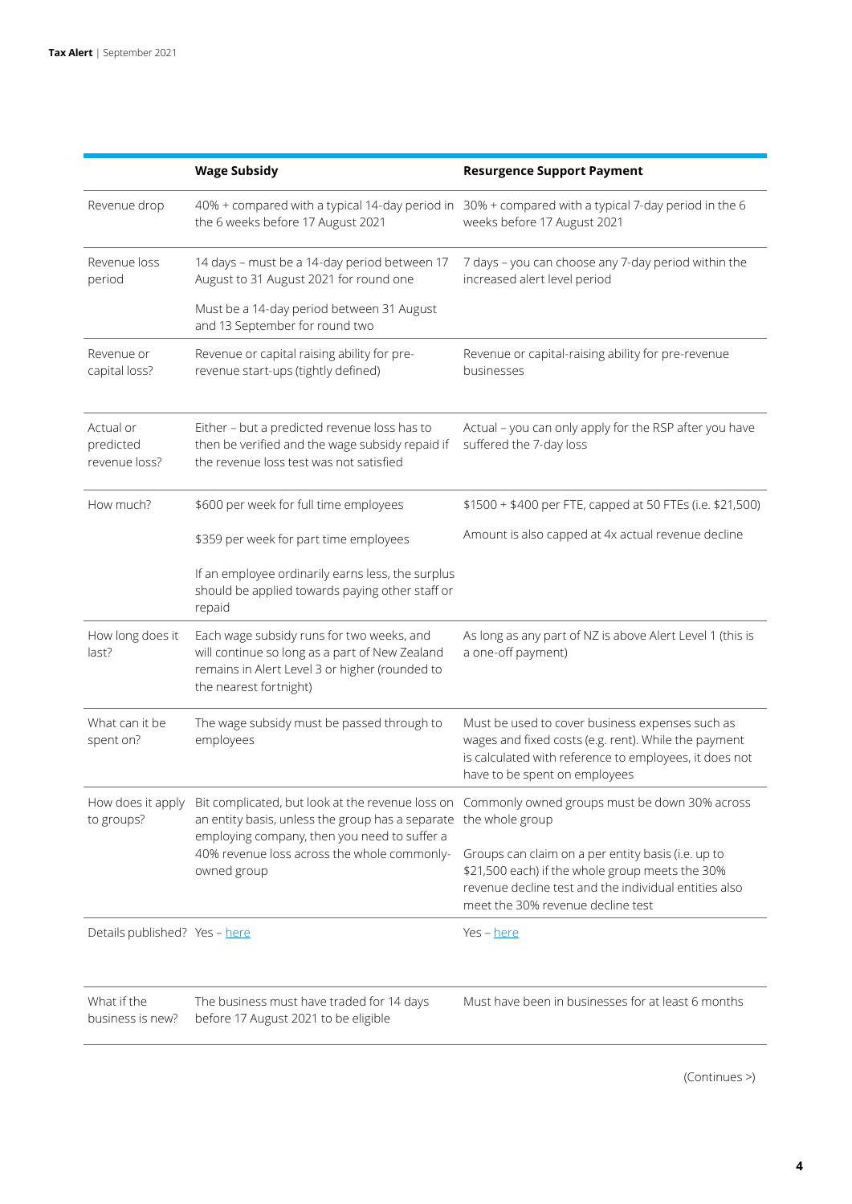| | Wage Subsidy | Resurgence Support Payment |
|---|---|---|
| Revenue drop | 40% + compared with a typical 14-day period in the 6 weeks before 17 August 2021 | 30% + compared with a typical 7-day period in the 6 weeks before 17 August 2021 |
| Revenue loss period | 14 days – must be a 14-day period between 17 August to 31 August 2021 for round one<br><br>Must be a 14-day period between 31 August and 13 September for round two | 7 days – you can choose any 7-day period within the increased alert level period |
| Revenue or capital loss? | Revenue or capital raising ability for pre-revenue start-ups (tightly defined) | Revenue or capital-raising ability for pre-revenue businesses |
| Actual or predicted revenue loss? | Either – but a predicted revenue loss has to then be verified and the wage subsidy repaid if the revenue loss test was not satisfied | Actual – you can only apply for the RSP after you have suffered the 7-day loss |
| How much? | $600 per week for full time employees<br><br>$359 per week for part time employees<br><br>If an employee ordinarily earns less, the surplus should be applied towards paying other staff or repaid | $1500 + $400 per FTE, capped at 50 FTEs (i.e. $21,500)<br><br>Amount is also capped at 4x actual revenue decline |
| How long does it last? | Each wage subsidy runs for two weeks, and will continue so long as a part of New Zealand remains in Alert Level 3 or higher (rounded to the nearest fortnight) | As long as any part of NZ is above Alert Level 1 (this is a one-off payment) |
| What can it be spent on? | The wage subsidy must be passed through to employees | Must be used to cover business expenses such as wages and fixed costs (e.g. rent). While the payment is calculated with reference to employees, it does not have to be spent on employees |
| How does it apply to groups? | Bit complicated, but look at the revenue loss on an entity basis, unless the group has a separate employing company, then you need to suffer a 40% revenue loss across the whole commonly-owned group | Commonly owned groups must be down 30% across the whole group<br><br>Groups can claim on a per entity basis (i.e. up to $21,500 each) if the whole group meets the 30% revenue decline test and the individual entities also meet the 30% revenue decline test |
| Details published? | Yes – here | Yes – here |
| What if the business is new? | The business must have traded for 14 days before 17 August 2021 to be eligible | Must have been in businesses for at least 6 months |

(Continues >)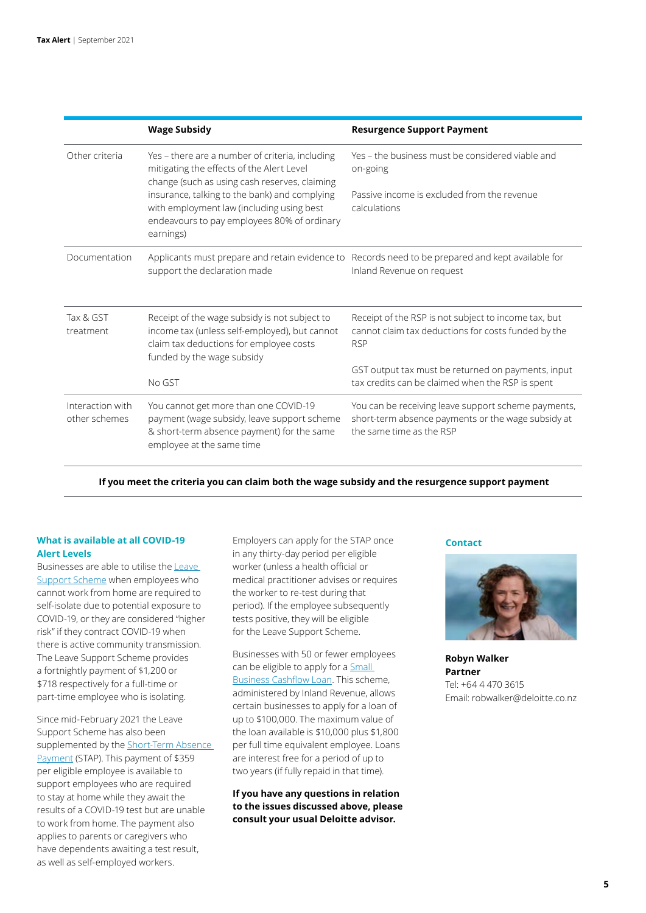| | Wage Subsidy | Resurgence Support Payment |
|---|---|---|
| Other criteria | Yes – there are a number of criteria, including mitigating the effects of the Alert Level change (such as using cash reserves, claiming insurance, talking to the bank) and complying with employment law (including using best endeavours to pay employees 80% of ordinary earnings) | Yes – the business must be considered viable and on-going<br><br>Passive income is excluded from the revenue calculations |
| Documentation | Applicants must prepare and retain evidence to support the declaration made | Records need to be prepared and kept available for Inland Revenue on request |
| Tax & GST treatment | Receipt of the wage subsidy is not subject to income tax (unless self-employed), but cannot claim tax deductions for employee costs funded by the wage subsidy<br><br>No GST | Receipt of the RSP is not subject to income tax, but cannot claim tax deductions for costs funded by the RSP<br><br>GST output tax must be returned on payments, input tax credits can be claimed when the RSP is spent |
| Interaction with other schemes | You cannot get more than one COVID-19 payment (wage subsidy, leave support scheme & short-term absence payment) for the same employee at the same time | You can be receiving leave support scheme payments, short-term absence payments or the wage subsidy at the same time as the RSP |

**If you meet the criteria you can claim both the wage subsidy and the resurgence support payment**

### What is available at all COVID-19 Alert Levels

Businesses are able to utilise the Leave Support Scheme when employees who cannot work from home are required to self-isolate due to potential exposure to COVID-19, or they are considered "higher risk" if they contract COVID-19 when there is active community transmission. The Leave Support Scheme provides a fortnightly payment of $1,200 or $718 respectively for a full-time or part-time employee who is isolating.

Since mid-February 2021 the Leave Support Scheme has also been supplemented by the Short-Term Absence Payment (STAP). This payment of $359 per eligible employee is available to support employees who are required to stay at home while they await the results of a COVID-19 test but are unable to work from home. The payment also applies to parents or caregivers who have dependents awaiting a test result, as well as self-employed workers.

Employers can apply for the STAP once in any thirty-day period per eligible worker (unless a health official or medical practitioner advises or requires the worker to re-test during that period). If the employee subsequently tests positive, they will be eligible for the Leave Support Scheme.

Businesses with 50 or fewer employees can be eligible to apply for a Small Business Cashflow Loan. This scheme, administered by Inland Revenue, allows certain businesses to apply for a loan of up to $100,000. The maximum value of the loan available is $10,000 plus $1,800 per full time equivalent employee. Loans are interest free for a period of up to two years (if fully repaid in that time).

**If you have any questions in relation to the issues discussed above, please consult your usual Deloitte advisor.**

### Contact

**Robyn Walker**
**Partner**
Tel: +64 4 470 3615
Email: robwalker@deloitte.co.nz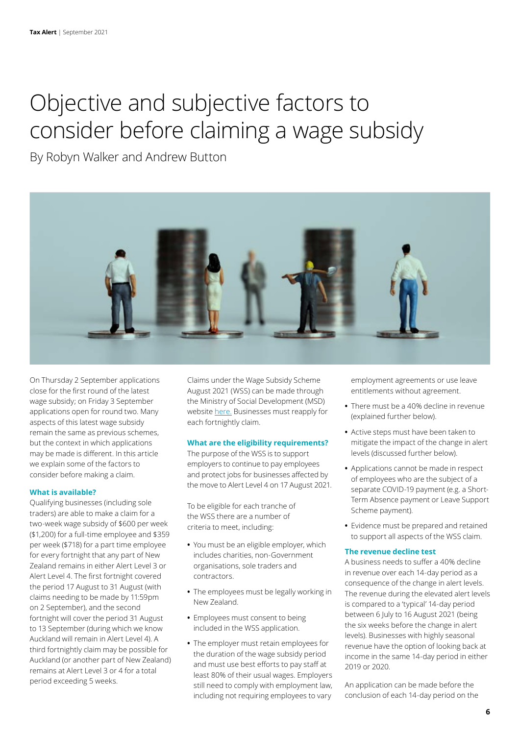# Objective and subjective factors to consider before claiming a wage subsidy

By Robyn Walker and Andrew Button

On Thursday 2 September applications close for the first round of the latest wage subsidy; on Friday 3 September applications open for round two. Many aspects of this latest wage subsidy remain the same as previous schemes, but the context in which applications may be made is different. In this article we explain some of the factors to consider before making a claim.

### What is available?

Qualifying businesses (including sole traders) are able to make a claim for a two-week wage subsidy of $600 per week ($1,200) for a full-time employee and $359 per week ($718) for a part time employee for every fortnight that any part of New Zealand remains in either Alert Level 3 or Alert Level 4. The first fortnight covered the period 17 August to 31 August (with claims needing to be made by 11:59pm on 2 September), and the second fortnight will cover the period 31 August to 13 September (during which we know Auckland will remain in Alert Level 4). A third fortnightly claim may be possible for Auckland (or another part of New Zealand) remains at Alert Level 3 or 4 for a total period exceeding 5 weeks.

Claims under the Wage Subsidy Scheme August 2021 (WSS) can be made through the Ministry of Social Development (MSD) website [here.](#) Businesses must reapply for each fortnightly claim.

### What are the eligibility requirements?

The purpose of the WSS is to support employers to continue to pay employees and protect jobs for businesses affected by the move to Alert Level 4 on 17 August 2021.

To be eligible for each tranche of the WSS there are a number of criteria to meet, including:

- You must be an eligible employer, which includes charities, non-Government organisations, sole traders and contractors.
- The employees must be legally working in New Zealand.
- Employees must consent to being included in the WSS application.
- The employer must retain employees for the duration of the wage subsidy period and must use best efforts to pay staff at least 80% of their usual wages. Employers still need to comply with employment law, including not requiring employees to vary employment agreements or use leave entitlements without agreement.
- There must be a 40% decline in revenue (explained further below).
- Active steps must have been taken to mitigate the impact of the change in alert levels (discussed further below).
- Applications cannot be made in respect of employees who are the subject of a separate COVID-19 payment (e.g. a Short-Term Absence payment or Leave Support Scheme payment).
- Evidence must be prepared and retained to support all aspects of the WSS claim.

### The revenue decline test

A business needs to suffer a 40% decline in revenue over each 14-day period as a consequence of the change in alert levels. The revenue during the elevated alert levels is compared to a 'typical' 14-day period between 6 July to 16 August 2021 (being the six weeks before the change in alert levels). Businesses with highly seasonal revenue have the option of looking back at income in the same 14-day period in either 2019 or 2020.

An application can be made before the conclusion of each 14-day period on the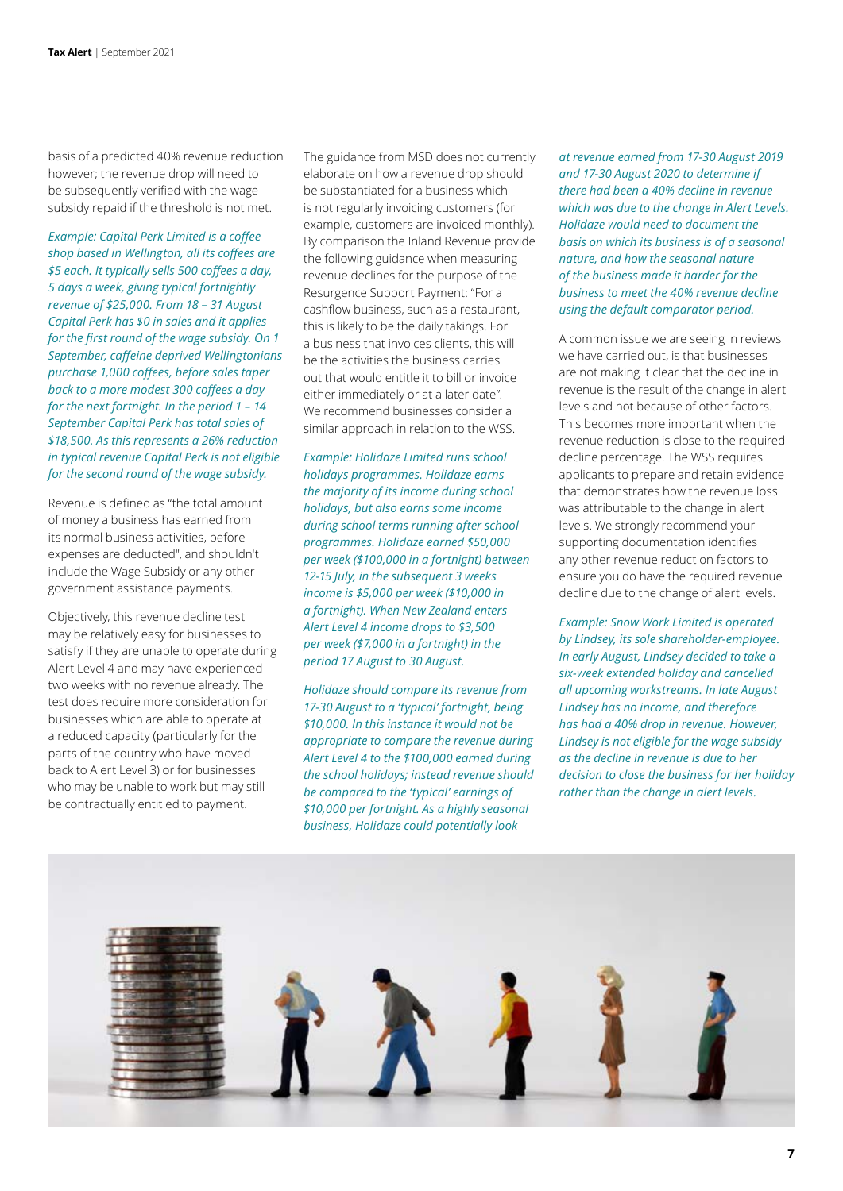basis of a predicted 40% revenue reduction however; the revenue drop will need to be subsequently verified with the wage subsidy repaid if the threshold is not met.

*Example: Capital Perk Limited is a coffee shop based in Wellington, all its coffees are $5 each. It typically sells 500 coffees a day, 5 days a week, giving typical fortnightly revenue of $25,000. From 18 – 31 August Capital Perk has $0 in sales and it applies for the first round of the wage subsidy. On 1 September, caffeine deprived Wellingtonians purchase 1,000 coffees, before sales taper back to a more modest 300 coffees a day for the next fortnight. In the period 1 – 14 September Capital Perk has total sales of $18,500. As this represents a 26% reduction in typical revenue Capital Perk is not eligible for the second round of the wage subsidy.*

Revenue is defined as "the total amount of money a business has earned from its normal business activities, before expenses are deducted", and shouldn't include the Wage Subsidy or any other government assistance payments.

Objectively, this revenue decline test may be relatively easy for businesses to satisfy if they are unable to operate during Alert Level 4 and may have experienced two weeks with no revenue already. The test does require more consideration for businesses which are able to operate at a reduced capacity (particularly for the parts of the country who have moved back to Alert Level 3) or for businesses who may be unable to work but may still be contractually entitled to payment.

The guidance from MSD does not currently elaborate on how a revenue drop should be substantiated for a business which is not regularly invoicing customers (for example, customers are invoiced monthly). By comparison the Inland Revenue provide the following guidance when measuring revenue declines for the purpose of the Resurgence Support Payment: "For a cashflow business, such as a restaurant, this is likely to be the daily takings. For a business that invoices clients, this will be the activities the business carries out that would entitle it to bill or invoice either immediately or at a later date". We recommend businesses consider a similar approach in relation to the WSS.

*Example: Holidaze Limited runs school holidays programmes. Holidaze earns the majority of its income during school holidays, but also earns some income during school terms running after school programmes. Holidaze earned $50,000 per week ($100,000 in a fortnight) between 12-15 July, in the subsequent 3 weeks income is $5,000 per week ($10,000 in a fortnight). When New Zealand enters Alert Level 4 income drops to $3,500 per week ($7,000 in a fortnight) in the period 17 August to 30 August.*

*Holidaze should compare its revenue from 17-30 August to a 'typical' fortnight, being $10,000. In this instance it would not be appropriate to compare the revenue during Alert Level 4 to the $100,000 earned during the school holidays; instead revenue should be compared to the 'typical' earnings of $10,000 per fortnight. As a highly seasonal business, Holidaze could potentially look at revenue earned from 17-30 August 2019 and 17-30 August 2020 to determine if there had been a 40% decline in revenue which was due to the change in Alert Levels. Holidaze would need to document the basis on which its business is of a seasonal nature, and how the seasonal nature of the business made it harder for the business to meet the 40% revenue decline using the default comparator period.*

A common issue we are seeing in reviews we have carried out, is that businesses are not making it clear that the decline in revenue is the result of the change in alert levels and not because of other factors. This becomes more important when the revenue reduction is close to the required decline percentage. The WSS requires applicants to prepare and retain evidence that demonstrates how the revenue loss was attributable to the change in alert levels. We strongly recommend your supporting documentation identifies any other revenue reduction factors to ensure you do have the required revenue decline due to the change of alert levels.

*Example: Snow Work Limited is operated by Lindsey, its sole shareholder-employee. In early August, Lindsey decided to take a six-week extended holiday and cancelled all upcoming workstreams. In late August Lindsey has no income, and therefore has had a 40% drop in revenue. However, Lindsey is not eligible for the wage subsidy as the decline in revenue is due to her decision to close the business for her holiday rather than the change in alert levels.*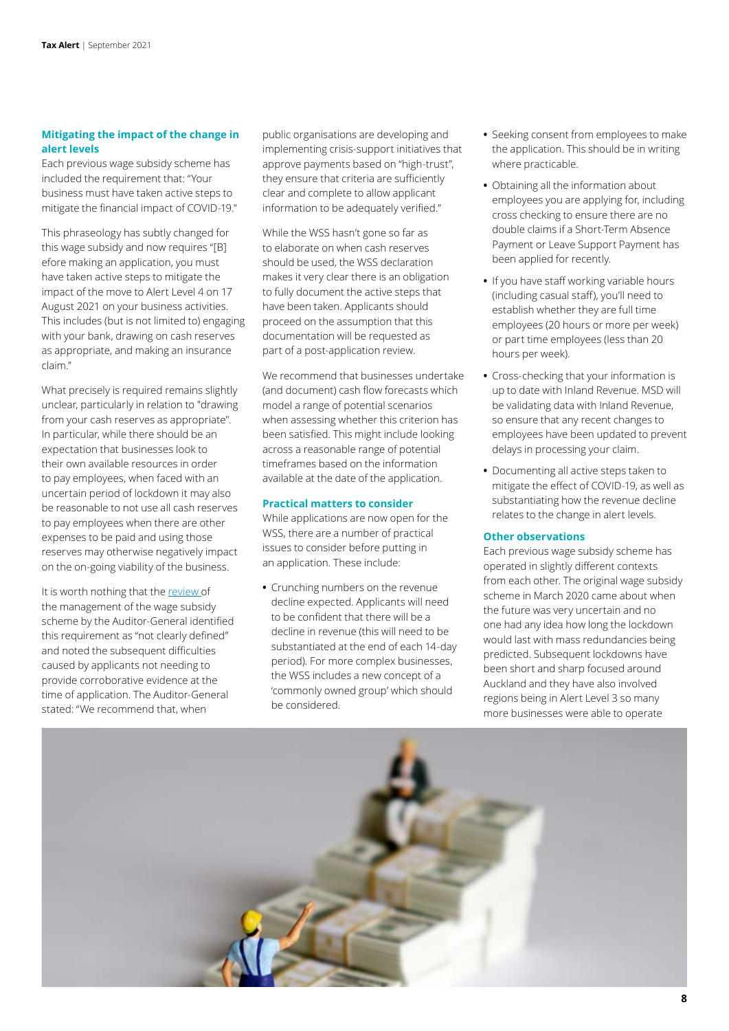### Mitigating the impact of the change in alert levels

Each previous wage subsidy scheme has included the requirement that: "Your business must have taken active steps to mitigate the financial impact of COVID-19."

This phraseology has subtly changed for this wage subsidy and now requires "[B]efore making an application, you must have taken active steps to mitigate the impact of the move to Alert Level 4 on 17 August 2021 on your business activities. This includes (but is not limited to) engaging with your bank, drawing on cash reserves as appropriate, and making an insurance claim."

What precisely is required remains slightly unclear, particularly in relation to "drawing from your cash reserves as appropriate". In particular, while there should be an expectation that businesses look to their own available resources in order to pay employees, when faced with an uncertain period of lockdown it may also be reasonable to not use all cash reserves to pay employees when there are other expenses to be paid and using those reserves may otherwise negatively impact on the on-going viability of the business.

It is worth nothing that the review of the management of the wage subsidy scheme by the Auditor-General identified this requirement as "not clearly defined" and noted the subsequent difficulties caused by applicants not needing to provide corroborative evidence at the time of application. The Auditor-General stated: "We recommend that, when public organisations are developing and implementing crisis-support initiatives that approve payments based on "high-trust", they ensure that criteria are sufficiently clear and complete to allow applicant information to be adequately verified."

While the WSS hasn't gone so far as to elaborate on when cash reserves should be used, the WSS declaration makes it very clear there is an obligation to fully document the active steps that have been taken. Applicants should proceed on the assumption that this documentation will be requested as part of a post-application review.

We recommend that businesses undertake (and document) cash flow forecasts which model a range of potential scenarios when assessing whether this criterion has been satisfied. This might include looking across a reasonable range of potential timeframes based on the information available at the date of the application.

### Practical matters to consider

While applications are now open for the WSS, there are a number of practical issues to consider before putting in an application. These include:

- Crunching numbers on the revenue decline expected. Applicants will need to be confident that there will be a decline in revenue (this will need to be substantiated at the end of each 14-day period). For more complex businesses, the WSS includes a new concept of a 'commonly owned group' which should be considered.
- Seeking consent from employees to make the application. This should be in writing where practicable.
- Obtaining all the information about employees you are applying for, including cross checking to ensure there are no double claims if a Short-Term Absence Payment or Leave Support Payment has been applied for recently.
- If you have staff working variable hours (including casual staff), you'll need to establish whether they are full time employees (20 hours or more per week) or part time employees (less than 20 hours per week).
- Cross-checking that your information is up to date with Inland Revenue. MSD will be validating data with Inland Revenue, so ensure that any recent changes to employees have been updated to prevent delays in processing your claim.
- Documenting all active steps taken to mitigate the effect of COVID-19, as well as substantiating how the revenue decline relates to the change in alert levels.

### Other observations

Each previous wage subsidy scheme has operated in slightly different contexts from each other. The original wage subsidy scheme in March 2020 came about when the future was very uncertain and no one had any idea how long the lockdown would last with mass redundancies being predicted. Subsequent lockdowns have been short and sharp focused around Auckland and they have also involved regions being in Alert Level 3 so many more businesses were able to operate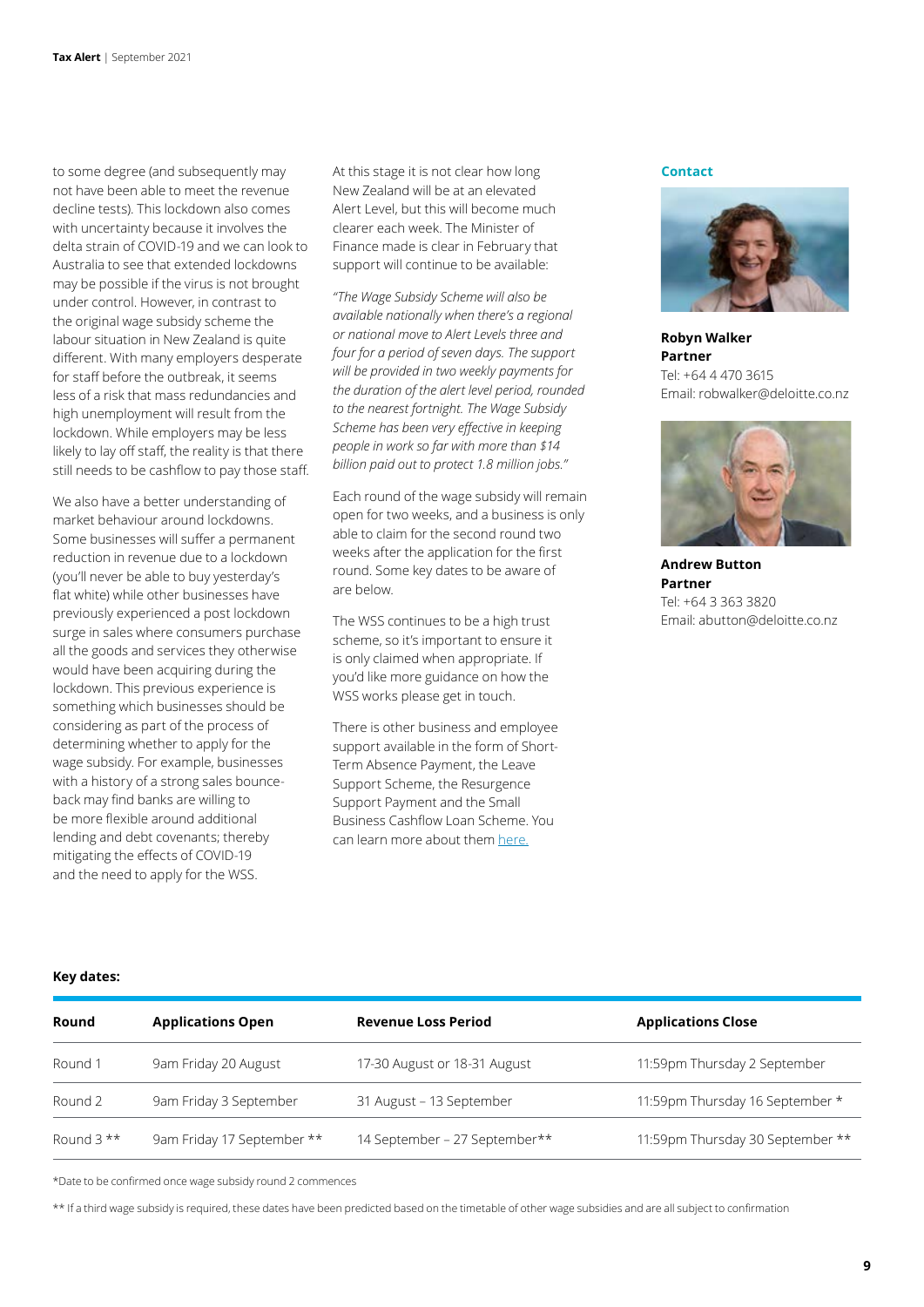to some degree (and subsequently may not have been able to meet the revenue decline tests). This lockdown also comes with uncertainty because it involves the delta strain of COVID-19 and we can look to Australia to see that extended lockdowns may be possible if the virus is not brought under control. However, in contrast to the original wage subsidy scheme the labour situation in New Zealand is quite different. With many employers desperate for staff before the outbreak, it seems less of a risk that mass redundancies and high unemployment will result from the lockdown. While employers may be less likely to lay off staff, the reality is that there still needs to be cashflow to pay those staff.

We also have a better understanding of market behaviour around lockdowns. Some businesses will suffer a permanent reduction in revenue due to a lockdown (you'll never be able to buy yesterday's flat white) while other businesses have previously experienced a post lockdown surge in sales where consumers purchase all the goods and services they otherwise would have been acquiring during the lockdown. This previous experience is something which businesses should be considering as part of the process of determining whether to apply for the wage subsidy. For example, businesses with a history of a strong sales bounce-back may find banks are willing to be more flexible around additional lending and debt covenants; thereby mitigating the effects of COVID-19 and the need to apply for the WSS.

At this stage it is not clear how long New Zealand will be at an elevated Alert Level, but this will become much clearer each week. The Minister of Finance made is clear in February that support will continue to be available:

*"The Wage Subsidy Scheme will also be available nationally when there's a regional or national move to Alert Levels three and four for a period of seven days. The support will be provided in two weekly payments for the duration of the alert level period, rounded to the nearest fortnight. The Wage Subsidy Scheme has been very effective in keeping people in work so far with more than $14 billion paid out to protect 1.8 million jobs."*

Each round of the wage subsidy will remain open for two weeks, and a business is only able to claim for the second round two weeks after the application for the first round. Some key dates to be aware of are below.

The WSS continues to be a high trust scheme, so it's important to ensure it is only claimed when appropriate. If you'd like more guidance on how the WSS works please get in touch.

There is other business and employee support available in the form of Short-Term Absence Payment, the Leave Support Scheme, the Resurgence Support Payment and the Small Business Cashflow Loan Scheme. You can learn more about them [here.]

### Contact

**Robyn Walker**
**Partner**
Tel: +64 4 470 3615
Email: robwalker@deloitte.co.nz

**Andrew Button**
**Partner**
Tel: +64 3 363 3820
Email: abutton@deloitte.co.nz

**Key dates:**

| Round | Applications Open | Revenue Loss Period | Applications Close |
|---|---|---|---|
| Round 1 | 9am Friday 20 August | 17-30 August or 18-31 August | 11:59pm Thursday 2 September |
| Round 2 | 9am Friday 3 September | 31 August – 13 September | 11:59pm Thursday 16 September * |
| Round 3 ** | 9am Friday 17 September ** | 14 September – 27 September** | 11:59pm Thursday 30 September ** |

*Date to be confirmed once wage subsidy round 2 commences

** If a third wage subsidy is required, these dates have been predicted based on the timetable of other wage subsidies and are all subject to confirmation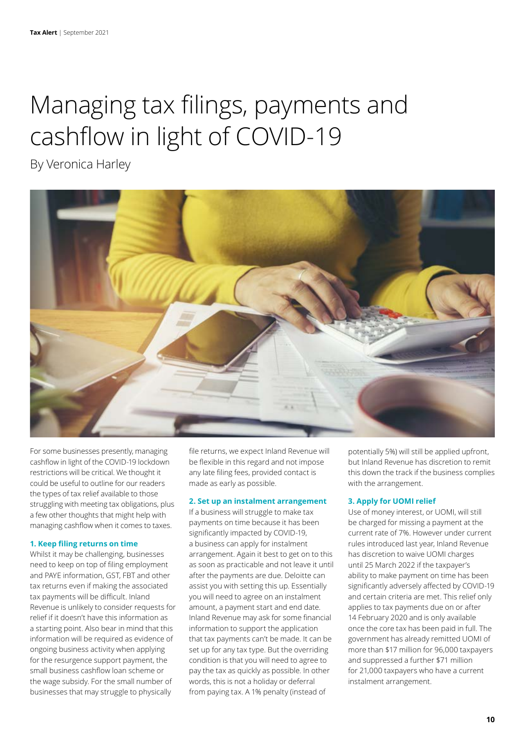# Managing tax filings, payments and cashflow in light of COVID-19

By Veronica Harley

For some businesses presently, managing cashflow in light of the COVID-19 lockdown restrictions will be critical. We thought it could be useful to outline for our readers the types of tax relief available to those struggling with meeting tax obligations, plus a few other thoughts that might help with managing cashflow when it comes to taxes.

### 1. Keep filing returns on time

Whilst it may be challenging, businesses need to keep on top of filing employment and PAYE information, GST, FBT and other tax returns even if making the associated tax payments will be difficult. Inland Revenue is unlikely to consider requests for relief if it doesn't have this information as a starting point. Also bear in mind that this information will be required as evidence of ongoing business activity when applying for the resurgence support payment, the small business cashflow loan scheme or the wage subsidy. For the small number of businesses that may struggle to physically file returns, we expect Inland Revenue will be flexible in this regard and not impose any late filing fees, provided contact is made as early as possible.

### 2. Set up an instalment arrangement

If a business will struggle to make tax payments on time because it has been significantly impacted by COVID-19, a business can apply for instalment arrangement. Again it best to get on to this as soon as practicable and not leave it until after the payments are due. Deloitte can assist you with setting this up. Essentially you will need to agree on an instalment amount, a payment start and end date. Inland Revenue may ask for some financial information to support the application that tax payments can't be made. It can be set up for any tax type. But the overriding condition is that you will need to agree to pay the tax as quickly as possible. In other words, this is not a holiday or deferral from paying tax. A 1% penalty (instead of potentially 5%) will still be applied upfront, but Inland Revenue has discretion to remit this down the track if the business complies with the arrangement.

### 3. Apply for UOMI relief

Use of money interest, or UOMI, will still be charged for missing a payment at the current rate of 7%. However under current rules introduced last year, Inland Revenue has discretion to waive UOMI charges until 25 March 2022 if the taxpayer's ability to make payment on time has been significantly adversely affected by COVID-19 and certain criteria are met. This relief only applies to tax payments due on or after 14 February 2020 and is only available once the core tax has been paid in full. The government has already remitted UOMI of more than $17 million for 96,000 taxpayers and suppressed a further $71 million for 21,000 taxpayers who have a current instalment arrangement.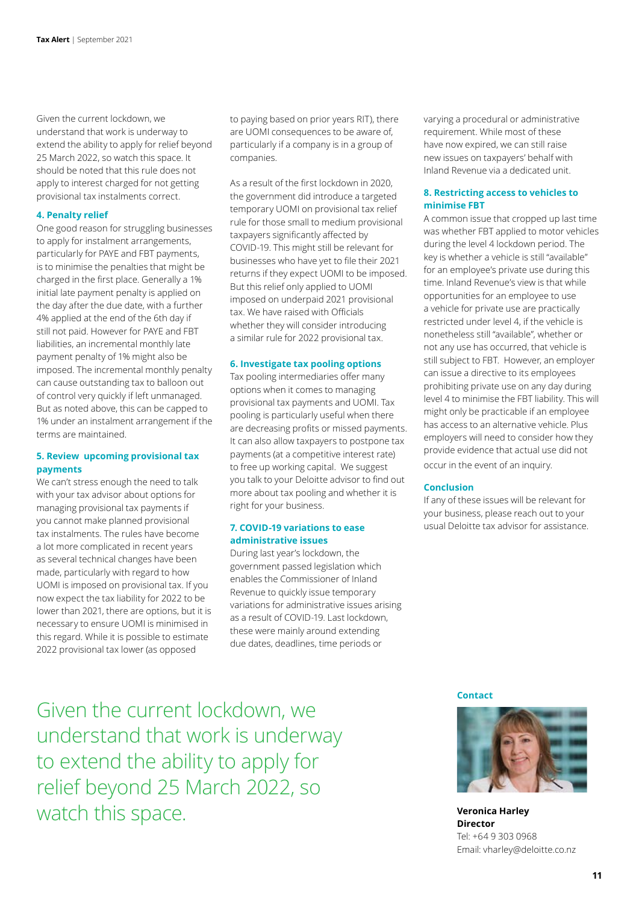Given the current lockdown, we understand that work is underway to extend the ability to apply for relief beyond 25 March 2022, so watch this space. It should be noted that this rule does not apply to interest charged for not getting provisional tax instalments correct.

#### 4. Penalty relief

One good reason for struggling businesses to apply for instalment arrangements, particularly for PAYE and FBT payments, is to minimise the penalties that might be charged in the first place. Generally a 1% initial late payment penalty is applied on the day after the due date, with a further 4% applied at the end of the 6th day if still not paid. However for PAYE and FBT liabilities, an incremental monthly late payment penalty of 1% might also be imposed. The incremental monthly penalty can cause outstanding tax to balloon out of control very quickly if left unmanaged. But as noted above, this can be capped to 1% under an instalment arrangement if the terms are maintained.

#### 5. Review upcoming provisional tax payments

We can't stress enough the need to talk with your tax advisor about options for managing provisional tax payments if you cannot make planned provisional tax instalments. The rules have become a lot more complicated in recent years as several technical changes have been made, particularly with regard to how UOMI is imposed on provisional tax. If you now expect the tax liability for 2022 to be lower than 2021, there are options, but it is necessary to ensure UOMI is minimised in this regard. While it is possible to estimate 2022 provisional tax lower (as opposed to paying based on prior years RIT), there are UOMI consequences to be aware of, particularly if a company is in a group of companies.

As a result of the first lockdown in 2020, the government did introduce a targeted temporary UOMI on provisional tax relief rule for those small to medium provisional taxpayers significantly affected by COVID-19. This might still be relevant for businesses who have yet to file their 2021 returns if they expect UOMI to be imposed. But this relief only applied to UOMI imposed on underpaid 2021 provisional tax. We have raised with Officials whether they will consider introducing a similar rule for 2022 provisional tax.

#### 6. Investigate tax pooling options

Tax pooling intermediaries offer many options when it comes to managing provisional tax payments and UOMI. Tax pooling is particularly useful when there are decreasing profits or missed payments. It can also allow taxpayers to postpone tax payments (at a competitive interest rate) to free up working capital. We suggest you talk to your Deloitte advisor to find out more about tax pooling and whether it is right for your business.

#### 7. COVID-19 variations to ease administrative issues

During last year's lockdown, the government passed legislation which enables the Commissioner of Inland Revenue to quickly issue temporary variations for administrative issues arising as a result of COVID-19. Last lockdown, these were mainly around extending due dates, deadlines, time periods or varying a procedural or administrative requirement. While most of these have now expired, we can still raise new issues on taxpayers' behalf with Inland Revenue via a dedicated unit.

#### 8. Restricting access to vehicles to minimise FBT

A common issue that cropped up last time was whether FBT applied to motor vehicles during the level 4 lockdown period. The key is whether a vehicle is still "available" for an employee's private use during this time. Inland Revenue's view is that while opportunities for an employee to use a vehicle for private use are practically restricted under level 4, if the vehicle is nonetheless still "available", whether or not any use has occurred, that vehicle is still subject to FBT. However, an employer can issue a directive to its employees prohibiting private use on any day during level 4 to minimise the FBT liability. This will might only be practicable if an employee has access to an alternative vehicle. Plus employers will need to consider how they provide evidence that actual use did not occur in the event of an inquiry.

#### Conclusion

If any of these issues will be relevant for your business, please reach out to your usual Deloitte tax advisor for assistance.

> Given the current lockdown, we understand that work is underway to extend the ability to apply for relief beyond 25 March 2022, so watch this space.

#### Contact

**Veronica Harley**
**Director**
Tel: +64 9 303 0968
Email: vharley@deloitte.co.nz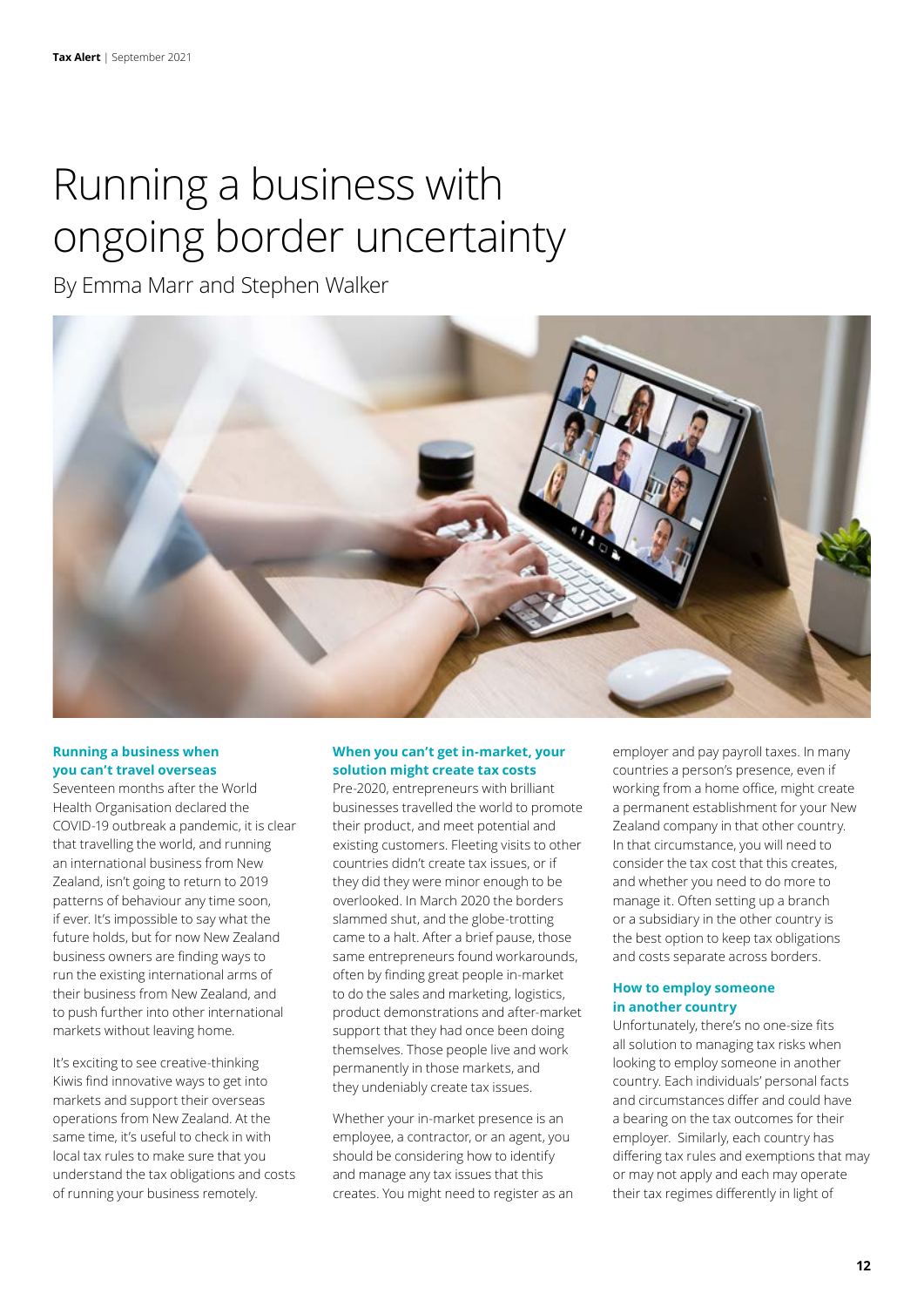# Running a business with ongoing border uncertainty

By Emma Marr and Stephen Walker

### Running a business when you can't travel overseas

Seventeen months after the World Health Organisation declared the COVID-19 outbreak a pandemic, it is clear that travelling the world, and running an international business from New Zealand, isn't going to return to 2019 patterns of behaviour any time soon, if ever. It's impossible to say what the future holds, but for now New Zealand business owners are finding ways to run the existing international arms of their business from New Zealand, and to push further into other international markets without leaving home.

It's exciting to see creative-thinking Kiwis find innovative ways to get into markets and support their overseas operations from New Zealand. At the same time, it's useful to check in with local tax rules to make sure that you understand the tax obligations and costs of running your business remotely.

### When you can't get in-market, your solution might create tax costs

Pre-2020, entrepreneurs with brilliant businesses travelled the world to promote their product, and meet potential and existing customers. Fleeting visits to other countries didn't create tax issues, or if they did they were minor enough to be overlooked. In March 2020 the borders slammed shut, and the globe-trotting came to a halt. After a brief pause, those same entrepreneurs found workarounds, often by finding great people in-market to do the sales and marketing, logistics, product demonstrations and after-market support that they had once been doing themselves. Those people live and work permanently in those markets, and they undeniably create tax issues.

Whether your in-market presence is an employee, a contractor, or an agent, you should be considering how to identify and manage any tax issues that this creates. You might need to register as an employer and pay payroll taxes. In many countries a person's presence, even if working from a home office, might create a permanent establishment for your New Zealand company in that other country. In that circumstance, you will need to consider the tax cost that this creates, and whether you need to do more to manage it. Often setting up a branch or a subsidiary in the other country is the best option to keep tax obligations and costs separate across borders.

### How to employ someone in another country

Unfortunately, there's no one-size fits all solution to managing tax risks when looking to employ someone in another country. Each individuals' personal facts and circumstances differ and could have a bearing on the tax outcomes for their employer. Similarly, each country has differing tax rules and exemptions that may or may not apply and each may operate their tax regimes differently in light of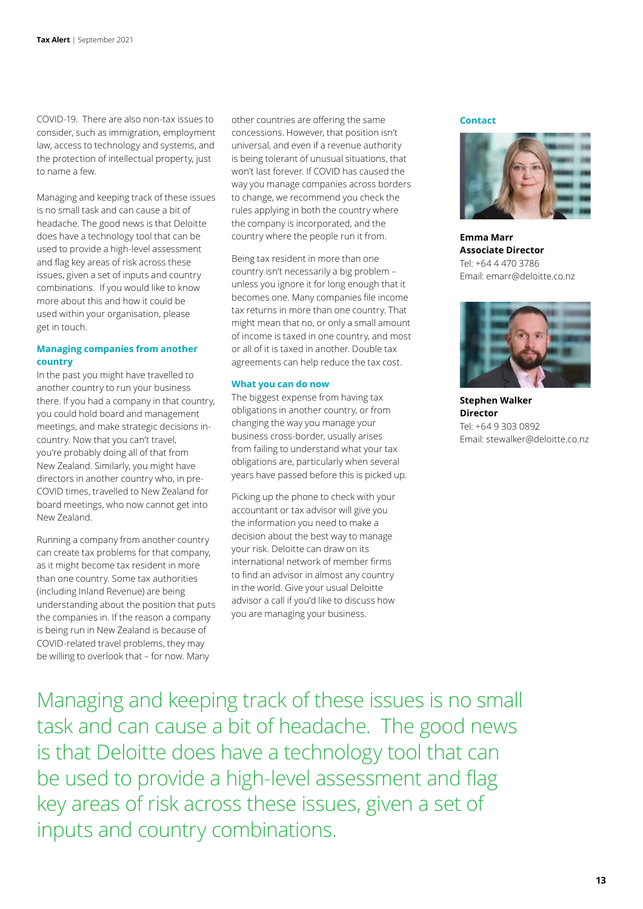COVID-19. There are also non-tax issues to consider, such as immigration, employment law, access to technology and systems, and the protection of intellectual property, just to name a few.

Managing and keeping track of these issues is no small task and can cause a bit of headache. The good news is that Deloitte does have a technology tool that can be used to provide a high-level assessment and flag key areas of risk across these issues, given a set of inputs and country combinations. If you would like to know more about this and how it could be used within your organisation, please get in touch.

### Managing companies from another country

In the past you might have travelled to another country to run your business there. If you had a company in that country, you could hold board and management meetings, and make strategic decisions in-country. Now that you can't travel, you're probably doing all of that from New Zealand. Similarly, you might have directors in another country who, in pre-COVID times, travelled to New Zealand for board meetings, who now cannot get into New Zealand.

Running a company from another country can create tax problems for that company, as it might become tax resident in more than one country. Some tax authorities (including Inland Revenue) are being understanding about the position that puts the companies in. If the reason a company is being run in New Zealand is because of COVID-related travel problems, they may be willing to overlook that – for now. Many other countries are offering the same concessions. However, that position isn't universal, and even if a revenue authority is being tolerant of unusual situations, that won't last forever. If COVID has caused the way you manage companies across borders to change, we recommend you check the rules applying in both the country where the company is incorporated, and the country where the people run it from.

Being tax resident in more than one country isn't necessarily a big problem – unless you ignore it for long enough that it becomes one. Many companies file income tax returns in more than one country. That might mean that no, or only a small amount of income is taxed in one country, and most or all of it is taxed in another. Double tax agreements can help reduce the tax cost.

### What you can do now

The biggest expense from having tax obligations in another country, or from changing the way you manage your business cross-border, usually arises from failing to understand what your tax obligations are, particularly when several years have passed before this is picked up.

Picking up the phone to check with your accountant or tax advisor will give you the information you need to make a decision about the best way to manage your risk. Deloitte can draw on its international network of member firms to find an advisor in almost any country in the world. Give your usual Deloitte advisor a call if you'd like to discuss how you are managing your business.

### Contact

**Emma Marr**
**Associate Director**
Tel: +64 4 470 3786
Email: emarr@deloitte.co.nz

**Stephen Walker**
**Director**
Tel: +64 9 303 0892
Email: stewalker@deloitte.co.nz

Managing and keeping track of these issues is no small task and can cause a bit of headache. The good news is that Deloitte does have a technology tool that can be used to provide a high-level assessment and flag key areas of risk across these issues, given a set of inputs and country combinations.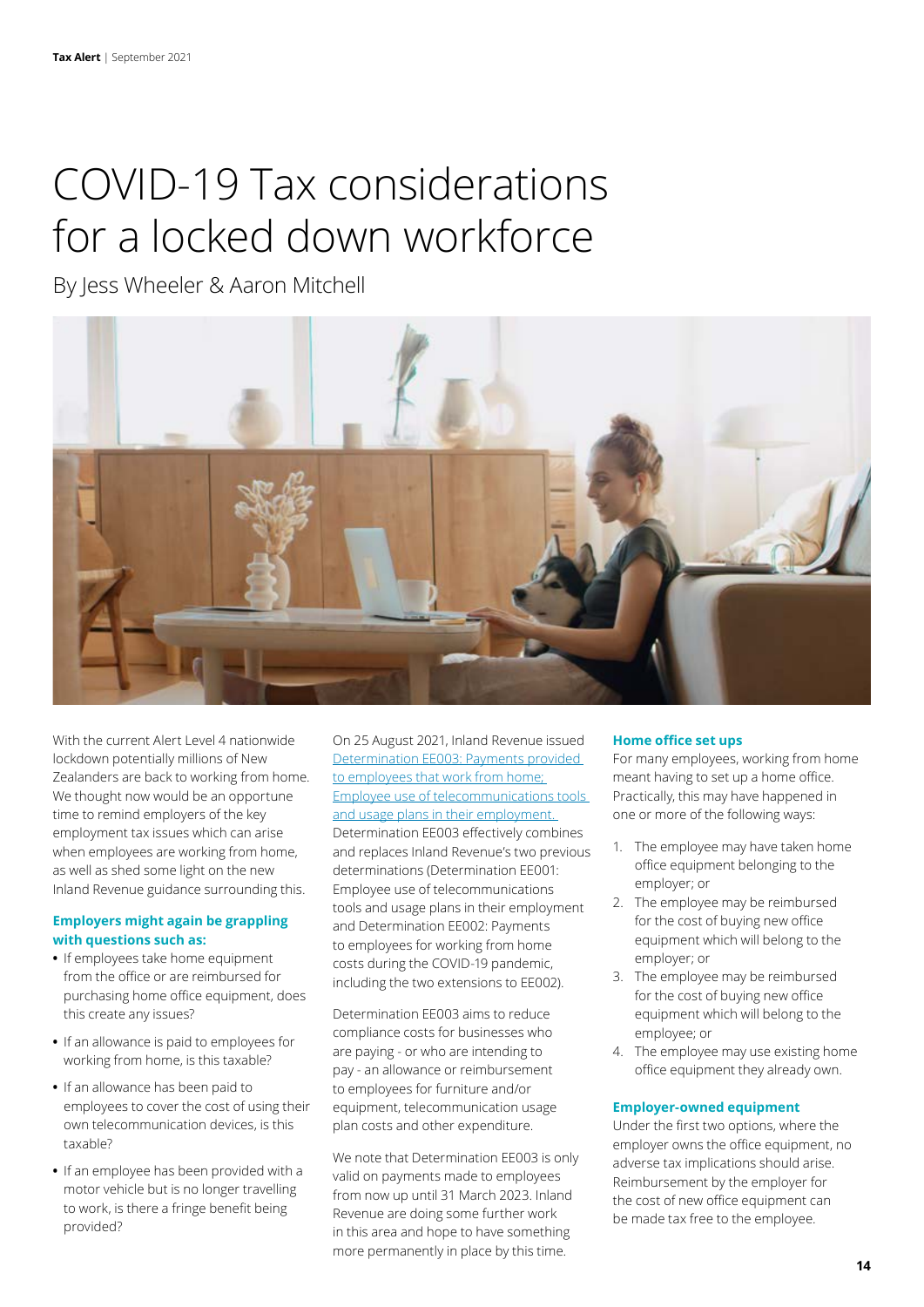# COVID-19 Tax considerations for a locked down workforce

By Jess Wheeler & Aaron Mitchell

With the current Alert Level 4 nationwide lockdown potentially millions of New Zealanders are back to working from home. We thought now would be an opportune time to remind employers of the key employment tax issues which can arise when employees are working from home, as well as shed some light on the new Inland Revenue guidance surrounding this.

### Employers might again be grappling with questions such as:

- If employees take home equipment from the office or are reimbursed for purchasing home office equipment, does this create any issues?
- If an allowance is paid to employees for working from home, is this taxable?
- If an allowance has been paid to employees to cover the cost of using their own telecommunication devices, is this taxable?
- If an employee has been provided with a motor vehicle but is no longer travelling to work, is there a fringe benefit being provided?

On 25 August 2021, Inland Revenue issued Determination EE003: Payments provided to employees that work from home; Employee use of telecommunications tools and usage plans in their employment. Determination EE003 effectively combines and replaces Inland Revenue's two previous determinations (Determination EE001: Employee use of telecommunications tools and usage plans in their employment and Determination EE002: Payments to employees for working from home costs during the COVID-19 pandemic, including the two extensions to EE002).

Determination EE003 aims to reduce compliance costs for businesses who are paying - or who are intending to pay - an allowance or reimbursement to employees for furniture and/or equipment, telecommunication usage plan costs and other expenditure.

We note that Determination EE003 is only valid on payments made to employees from now up until 31 March 2023. Inland Revenue are doing some further work in this area and hope to have something more permanently in place by this time.

### Home office set ups

For many employees, working from home meant having to set up a home office. Practically, this may have happened in one or more of the following ways:

1. The employee may have taken home office equipment belonging to the employer; or
2. The employee may be reimbursed for the cost of buying new office equipment which will belong to the employer; or
3. The employee may be reimbursed for the cost of buying new office equipment which will belong to the employee; or
4. The employee may use existing home office equipment they already own.

### Employer-owned equipment

Under the first two options, where the employer owns the office equipment, no adverse tax implications should arise. Reimbursement by the employer for the cost of new office equipment can be made tax free to the employee.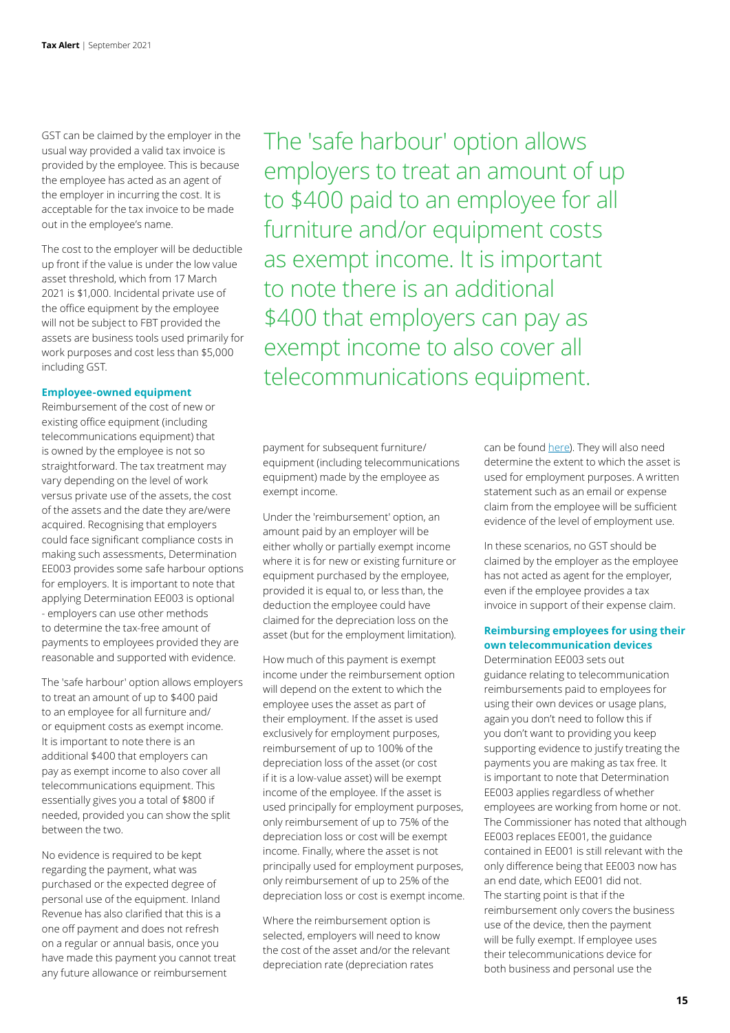GST can be claimed by the employer in the usual way provided a valid tax invoice is provided by the employee. This is because the employee has acted as an agent of the employer in incurring the cost. It is acceptable for the tax invoice to be made out in the employee's name.

The cost to the employer will be deductible up front if the value is under the low value asset threshold, which from 17 March 2021 is $1,000. Incidental private use of the office equipment by the employee will not be subject to FBT provided the assets are business tools used primarily for work purposes and cost less than $5,000 including GST.

**Employee-owned equipment**

Reimbursement of the cost of new or existing office equipment (including telecommunications equipment) that is owned by the employee is not so straightforward. The tax treatment may vary depending on the level of work versus private use of the assets, the cost of the assets and the date they are/were acquired. Recognising that employers could face significant compliance costs in making such assessments, Determination EE003 provides some safe harbour options for employers. It is important to note that applying Determination EE003 is optional - employers can use other methods to determine the tax-free amount of payments to employees provided they are reasonable and supported with evidence.

The 'safe harbour' option allows employers to treat an amount of up to $400 paid to an employee for all furniture and/or equipment costs as exempt income. It is important to note there is an additional $400 that employers can pay as exempt income to also cover all telecommunications equipment. This essentially gives you a total of $800 if needed, provided you can show the split between the two.

No evidence is required to be kept regarding the payment, what was purchased or the expected degree of personal use of the equipment. Inland Revenue has also clarified that this is a one off payment and does not refresh on a regular or annual basis, once you have made this payment you cannot treat any future allowance or reimbursement payment for subsequent furniture/equipment (including telecommunications equipment) made by the employee as exempt income.

> The 'safe harbour' option allows employers to treat an amount of up to $400 paid to an employee for all furniture and/or equipment costs as exempt income. It is important to note there is an additional $400 that employers can pay as exempt income to also cover all telecommunications equipment.

Under the 'reimbursement' option, an amount paid by an employer will be either wholly or partially exempt income where it is for new or existing furniture or equipment purchased by the employee, provided it is equal to, or less than, the deduction the employee could have claimed for the depreciation loss on the asset (but for the employment limitation).

How much of this payment is exempt income under the reimbursement option will depend on the extent to which the employee uses the asset as part of their employment. If the asset is used exclusively for employment purposes, reimbursement of up to 100% of the depreciation loss of the asset (or cost if it is a low-value asset) will be exempt income of the employee. If the asset is used principally for employment purposes, only reimbursement of up to 75% of the depreciation loss or cost will be exempt income. Finally, where the asset is not principally used for employment purposes, only reimbursement of up to 25% of the depreciation loss or cost is exempt income.

Where the reimbursement option is selected, employers will need to know the cost of the asset and/or the relevant depreciation rate (depreciation rates can be found [here](here)). They will also need determine the extent to which the asset is used for employment purposes. A written statement such as an email or expense claim from the employee will be sufficient evidence of the level of employment use.

In these scenarios, no GST should be claimed by the employer as the employee has not acted as agent for the employer, even if the employee provides a tax invoice in support of their expense claim.

**Reimbursing employees for using their own telecommunication devices**

Determination EE003 sets out guidance relating to telecommunication reimbursements paid to employees for using their own devices or usage plans, again you don't need to follow this if you don't want to providing you keep supporting evidence to justify treating the payments you are making as tax free. It is important to note that Determination EE003 applies regardless of whether employees are working from home or not. The Commissioner has noted that although EE003 replaces EE001, the guidance contained in EE001 is still relevant with the only difference being that EE003 now has an end date, which EE001 did not. The starting point is that if the reimbursement only covers the business use of the device, then the payment will be fully exempt. If employee uses their telecommunications device for both business and personal use the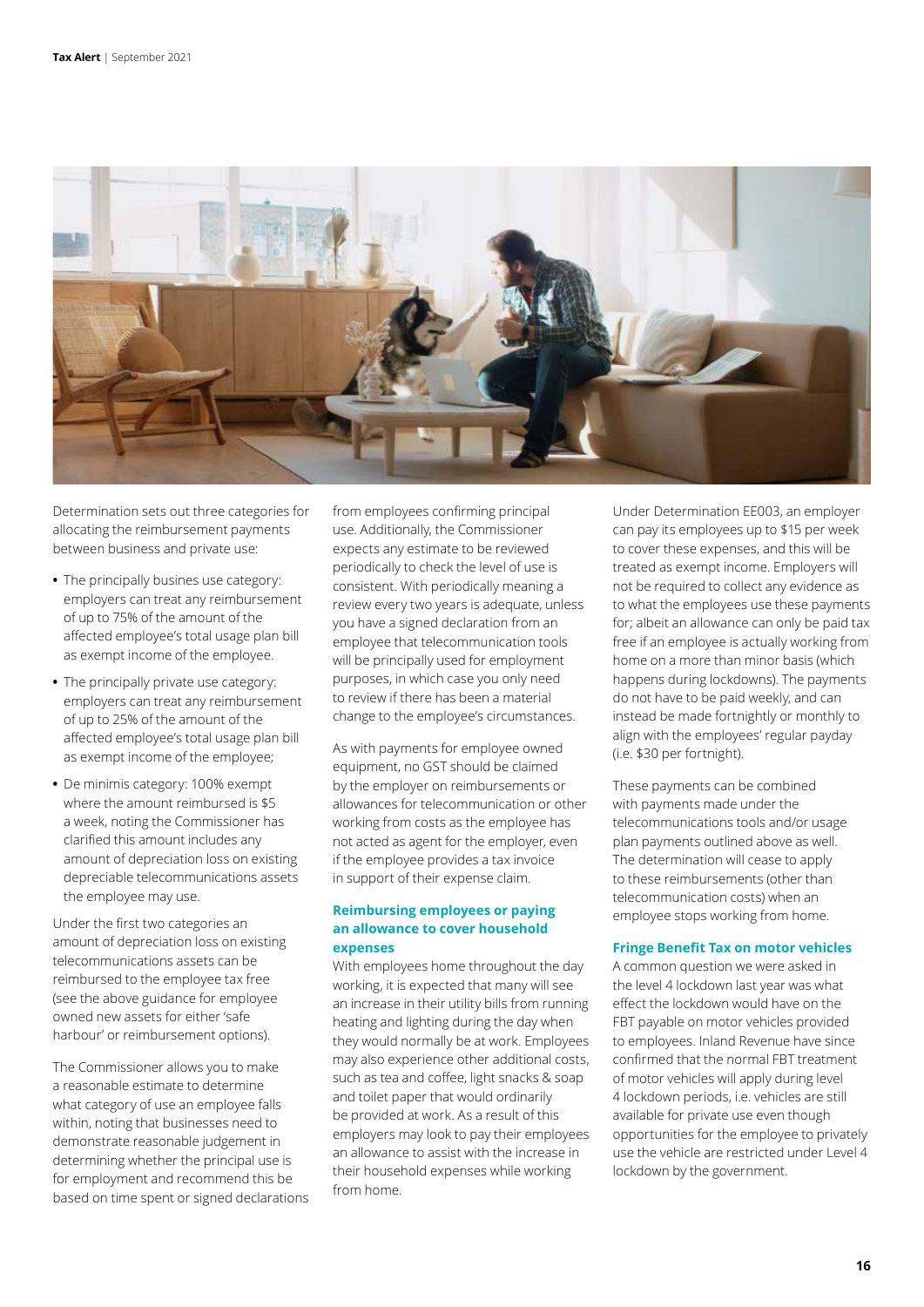Determination sets out three categories for allocating the reimbursement payments between business and private use:

- The principally busines use category: employers can treat any reimbursement of up to 75% of the amount of the affected employee's total usage plan bill as exempt income of the employee.
- The principally private use category: employers can treat any reimbursement of up to 25% of the amount of the affected employee's total usage plan bill as exempt income of the employee;
- De minimis category: 100% exempt where the amount reimbursed is $5 a week, noting the Commissioner has clarified this amount includes any amount of depreciation loss on existing depreciable telecommunications assets the employee may use.

Under the first two categories an amount of depreciation loss on existing telecommunications assets can be reimbursed to the employee tax free (see the above guidance for employee owned new assets for either 'safe harbour' or reimbursement options).

The Commissioner allows you to make a reasonable estimate to determine what category of use an employee falls within, noting that businesses need to demonstrate reasonable judgement in determining whether the principal use is for employment and recommend this be based on time spent or signed declarations from employees confirming principal use. Additionally, the Commissioner expects any estimate to be reviewed periodically to check the level of use is consistent. With periodically meaning a review every two years is adequate, unless you have a signed declaration from an employee that telecommunication tools will be principally used for employment purposes, in which case you only need to review if there has been a material change to the employee's circumstances.

As with payments for employee owned equipment, no GST should be claimed by the employer on reimbursements or allowances for telecommunication or other working from costs as the employee has not acted as agent for the employer, even if the employee provides a tax invoice in support of their expense claim.

### Reimbursing employees or paying an allowance to cover household expenses

With employees home throughout the day working, it is expected that many will see an increase in their utility bills from running heating and lighting during the day when they would normally be at work. Employees may also experience other additional costs, such as tea and coffee, light snacks & soap and toilet paper that would ordinarily be provided at work. As a result of this employers may look to pay their employees an allowance to assist with the increase in their household expenses while working from home.

Under Determination EE003, an employer can pay its employees up to $15 per week to cover these expenses, and this will be treated as exempt income. Employers will not be required to collect any evidence as to what the employees use these payments for; albeit an allowance can only be paid tax free if an employee is actually working from home on a more than minor basis (which happens during lockdowns). The payments do not have to be paid weekly, and can instead be made fortnightly or monthly to align with the employees' regular payday (i.e. $30 per fortnight).

These payments can be combined with payments made under the telecommunications tools and/or usage plan payments outlined above as well. The determination will cease to apply to these reimbursements (other than telecommunication costs) when an employee stops working from home.

### Fringe Benefit Tax on motor vehicles

A common question we were asked in the level 4 lockdown last year was what effect the lockdown would have on the FBT payable on motor vehicles provided to employees. Inland Revenue have since confirmed that the normal FBT treatment of motor vehicles will apply during level 4 lockdown periods, i.e. vehicles are still available for private use even though opportunities for the employee to privately use the vehicle are restricted under Level 4 lockdown by the government.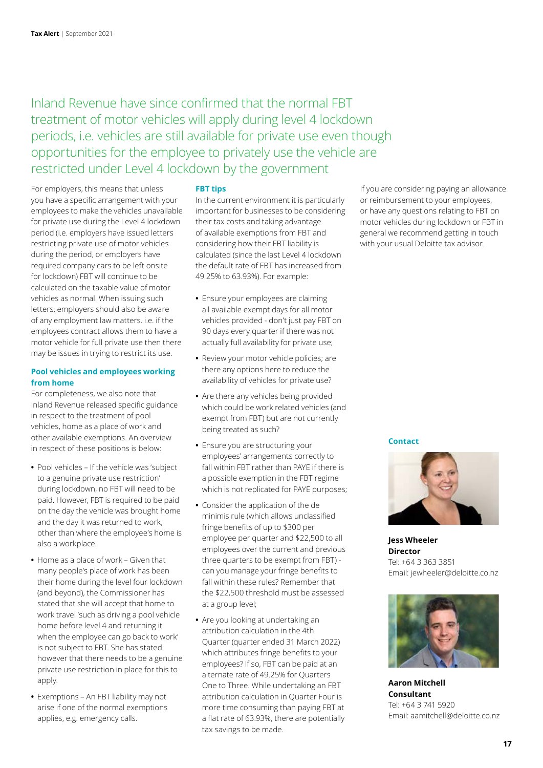## Inland Revenue have since confirmed that the normal FBT treatment of motor vehicles will apply during level 4 lockdown periods, i.e. vehicles are still available for private use even though opportunities for the employee to privately use the vehicle are restricted under Level 4 lockdown by the government

For employers, this means that unless you have a specific arrangement with your employees to make the vehicles unavailable for private use during the Level 4 lockdown period (i.e. employers have issued letters restricting private use of motor vehicles during the period, or employers have required company cars to be left onsite for lockdown) FBT will continue to be calculated on the taxable value of motor vehicles as normal. When issuing such letters, employers should also be aware of any employment law matters. i.e. if the employees contract allows them to have a motor vehicle for full private use then there may be issues in trying to restrict its use.

### Pool vehicles and employees working from home

For completeness, we also note that Inland Revenue released specific guidance in respect to the treatment of pool vehicles, home as a place of work and other available exemptions. An overview in respect of these positions is below:

- Pool vehicles – If the vehicle was 'subject to a genuine private use restriction' during lockdown, no FBT will need to be paid. However, FBT is required to be paid on the day the vehicle was brought home and the day it was returned to work, other than where the employee's home is also a workplace.
- Home as a place of work – Given that many people's place of work has been their home during the level four lockdown (and beyond), the Commissioner has stated that she will accept that home to work travel 'such as driving a pool vehicle home before level 4 and returning it when the employee can go back to work' is not subject to FBT. She has stated however that there needs to be a genuine private use restriction in place for this to apply.
- Exemptions – An FBT liability may not arise if one of the normal exemptions applies, e.g. emergency calls.

### FBT tips

In the current environment it is particularly important for businesses to be considering their tax costs and taking advantage of available exemptions from FBT and considering how their FBT liability is calculated (since the last Level 4 lockdown the default rate of FBT has increased from 49.25% to 63.93%). For example:

- Ensure your employees are claiming all available exempt days for all motor vehicles provided - don't just pay FBT on 90 days every quarter if there was not actually full availability for private use;
- Review your motor vehicle policies; are there any options here to reduce the availability of vehicles for private use?
- Are there any vehicles being provided which could be work related vehicles (and exempt from FBT) but are not currently being treated as such?
- Ensure you are structuring your employees' arrangements correctly to fall within FBT rather than PAYE if there is a possible exemption in the FBT regime which is not replicated for PAYE purposes;
- Consider the application of the de minimis rule (which allows unclassified fringe benefits of up to $300 per employee per quarter and $22,500 to all employees over the current and previous three quarters to be exempt from FBT) - can you manage your fringe benefits to fall within these rules? Remember that the $22,500 threshold must be assessed at a group level;
- Are you looking at undertaking an attribution calculation in the 4th Quarter (quarter ended 31 March 2022) which attributes fringe benefits to your employees? If so, FBT can be paid at an alternate rate of 49.25% for Quarters One to Three. While undertaking an FBT attribution calculation in Quarter Four is more time consuming than paying FBT at a flat rate of 63.93%, there are potentially tax savings to be made.

If you are considering paying an allowance or reimbursement to your employees, or have any questions relating to FBT on motor vehicles during lockdown or FBT in general we recommend getting in touch with your usual Deloitte tax advisor.

### Contact

**Jess Wheeler**
**Director**
Tel: +64 3 363 3851
Email: jewheeler@deloitte.co.nz

**Aaron Mitchell**
**Consultant**
Tel: +64 3 741 5920
Email: aamitchell@deloitte.co.nz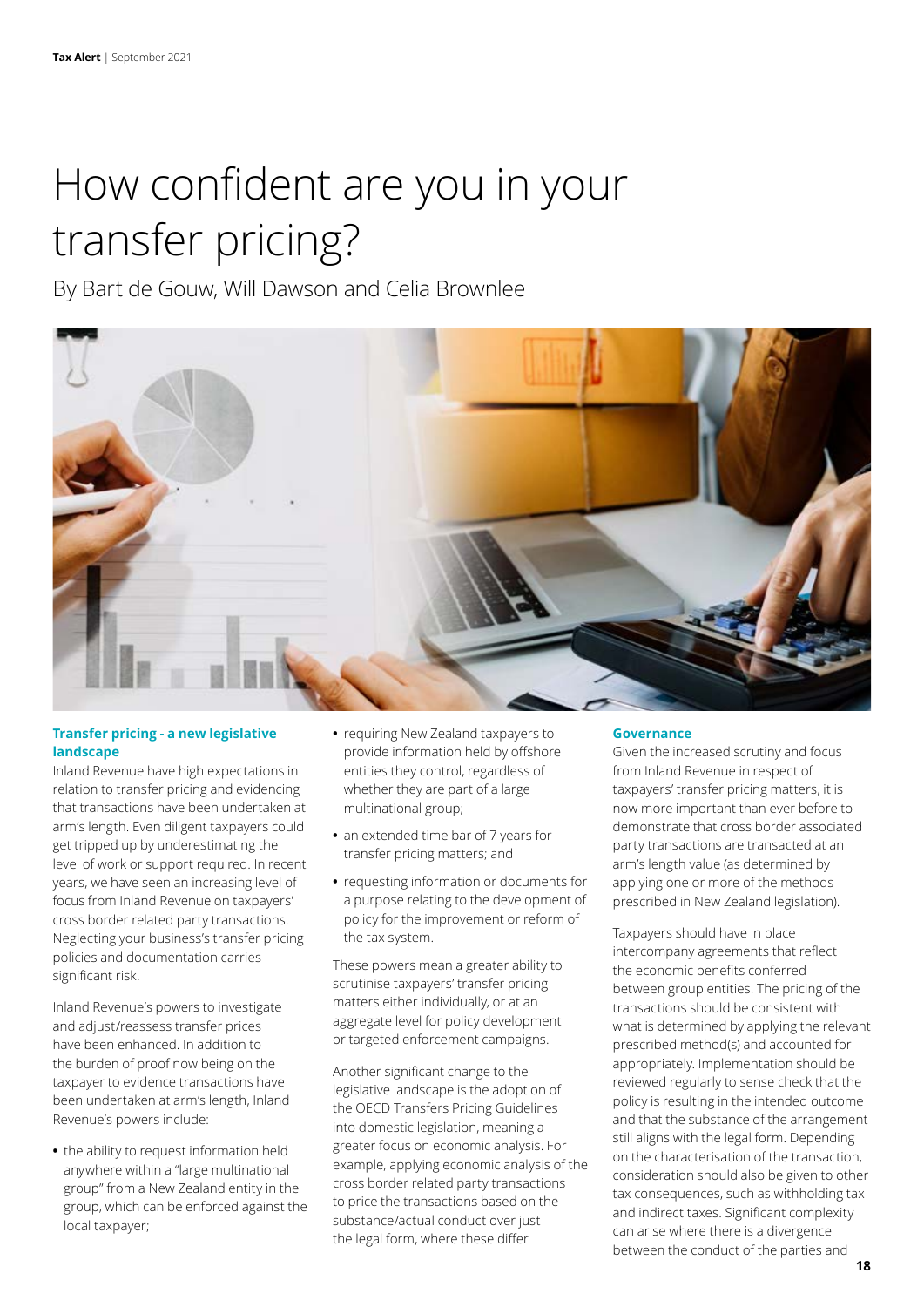# How confident are you in your transfer pricing?

By Bart de Gouw, Will Dawson and Celia Brownlee

### Transfer pricing - a new legislative landscape

Inland Revenue have high expectations in relation to transfer pricing and evidencing that transactions have been undertaken at arm's length. Even diligent taxpayers could get tripped up by underestimating the level of work or support required. In recent years, we have seen an increasing level of focus from Inland Revenue on taxpayers' cross border related party transactions. Neglecting your business's transfer pricing policies and documentation carries significant risk.

Inland Revenue's powers to investigate and adjust/reassess transfer prices have been enhanced. In addition to the burden of proof now being on the taxpayer to evidence transactions have been undertaken at arm's length, Inland Revenue's powers include:

- the ability to request information held anywhere within a "large multinational group" from a New Zealand entity in the group, which can be enforced against the local taxpayer;
- requiring New Zealand taxpayers to provide information held by offshore entities they control, regardless of whether they are part of a large multinational group;
- an extended time bar of 7 years for transfer pricing matters; and
- requesting information or documents for a purpose relating to the development of policy for the improvement or reform of the tax system.

These powers mean a greater ability to scrutinise taxpayers' transfer pricing matters either individually, or at an aggregate level for policy development or targeted enforcement campaigns.

Another significant change to the legislative landscape is the adoption of the OECD Transfers Pricing Guidelines into domestic legislation, meaning a greater focus on economic analysis. For example, applying economic analysis of the cross border related party transactions to price the transactions based on the substance/actual conduct over just the legal form, where these differ.

### Governance

Given the increased scrutiny and focus from Inland Revenue in respect of taxpayers' transfer pricing matters, it is now more important than ever before to demonstrate that cross border associated party transactions are transacted at an arm's length value (as determined by applying one or more of the methods prescribed in New Zealand legislation).

Taxpayers should have in place intercompany agreements that reflect the economic benefits conferred between group entities. The pricing of the transactions should be consistent with what is determined by applying the relevant prescribed method(s) and accounted for appropriately. Implementation should be reviewed regularly to sense check that the policy is resulting in the intended outcome and that the substance of the arrangement still aligns with the legal form. Depending on the characterisation of the transaction, consideration should also be given to other tax consequences, such as withholding tax and indirect taxes. Significant complexity can arise where there is a divergence between the conduct of the parties and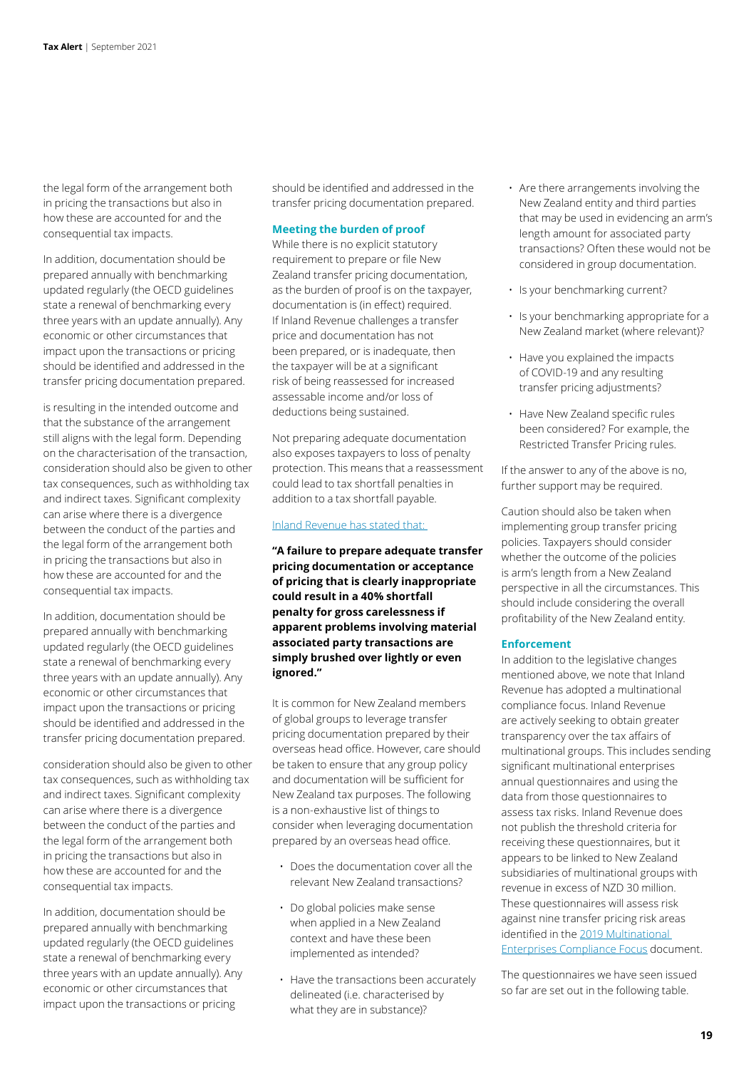the legal form of the arrangement both in pricing the transactions but also in how these are accounted for and the consequential tax impacts.

In addition, documentation should be prepared annually with benchmarking updated regularly (the OECD guidelines state a renewal of benchmarking every three years with an update annually). Any economic or other circumstances that impact upon the transactions or pricing should be identified and addressed in the transfer pricing documentation prepared.

is resulting in the intended outcome and that the substance of the arrangement still aligns with the legal form. Depending on the characterisation of the transaction, consideration should also be given to other tax consequences, such as withholding tax and indirect taxes. Significant complexity can arise where there is a divergence between the conduct of the parties and the legal form of the arrangement both in pricing the transactions but also in how these are accounted for and the consequential tax impacts.

In addition, documentation should be prepared annually with benchmarking updated regularly (the OECD guidelines state a renewal of benchmarking every three years with an update annually). Any economic or other circumstances that impact upon the transactions or pricing should be identified and addressed in the transfer pricing documentation prepared.

consideration should also be given to other tax consequences, such as withholding tax and indirect taxes. Significant complexity can arise where there is a divergence between the conduct of the parties and the legal form of the arrangement both in pricing the transactions but also in how these are accounted for and the consequential tax impacts.

In addition, documentation should be prepared annually with benchmarking updated regularly (the OECD guidelines state a renewal of benchmarking every three years with an update annually). Any economic or other circumstances that impact upon the transactions or pricing should be identified and addressed in the transfer pricing documentation prepared.

### Meeting the burden of proof

While there is no explicit statutory requirement to prepare or file New Zealand transfer pricing documentation, as the burden of proof is on the taxpayer, documentation is (in effect) required. If Inland Revenue challenges a transfer price and documentation has not been prepared, or is inadequate, then the taxpayer will be at a significant risk of being reassessed for increased assessable income and/or loss of deductions being sustained.

Not preparing adequate documentation also exposes taxpayers to loss of penalty protection. This means that a reassessment could lead to tax shortfall penalties in addition to a tax shortfall payable.

Inland Revenue has stated that:

**"A failure to prepare adequate transfer pricing documentation or acceptance of pricing that is clearly inappropriate could result in a 40% shortfall penalty for gross carelessness if apparent problems involving material associated party transactions are simply brushed over lightly or even ignored."**

It is common for New Zealand members of global groups to leverage transfer pricing documentation prepared by their overseas head office. However, care should be taken to ensure that any group policy and documentation will be sufficient for New Zealand tax purposes. The following is a non-exhaustive list of things to consider when leveraging documentation prepared by an overseas head office.

- Does the documentation cover all the relevant New Zealand transactions?
- Do global policies make sense when applied in a New Zealand context and have these been implemented as intended?
- Have the transactions been accurately delineated (i.e. characterised by what they are in substance)?
- Are there arrangements involving the New Zealand entity and third parties that may be used in evidencing an arm's length amount for associated party transactions? Often these would not be considered in group documentation.
- Is your benchmarking current?
- Is your benchmarking appropriate for a New Zealand market (where relevant)?
- Have you explained the impacts of COVID-19 and any resulting transfer pricing adjustments?
- Have New Zealand specific rules been considered? For example, the Restricted Transfer Pricing rules.

If the answer to any of the above is no, further support may be required.

Caution should also be taken when implementing group transfer pricing policies. Taxpayers should consider whether the outcome of the policies is arm's length from a New Zealand perspective in all the circumstances. This should include considering the overall profitability of the New Zealand entity.

### Enforcement

In addition to the legislative changes mentioned above, we note that Inland Revenue has adopted a multinational compliance focus. Inland Revenue are actively seeking to obtain greater transparency over the tax affairs of multinational groups. This includes sending significant multinational enterprises annual questionnaires and using the data from those questionnaires to assess tax risks. Inland Revenue does not publish the threshold criteria for receiving these questionnaires, but it appears to be linked to New Zealand subsidiaries of multinational groups with revenue in excess of NZD 30 million. These questionnaires will assess risk against nine transfer pricing risk areas identified in the 2019 Multinational Enterprises Compliance Focus document.

The questionnaires we have seen issued so far are set out in the following table.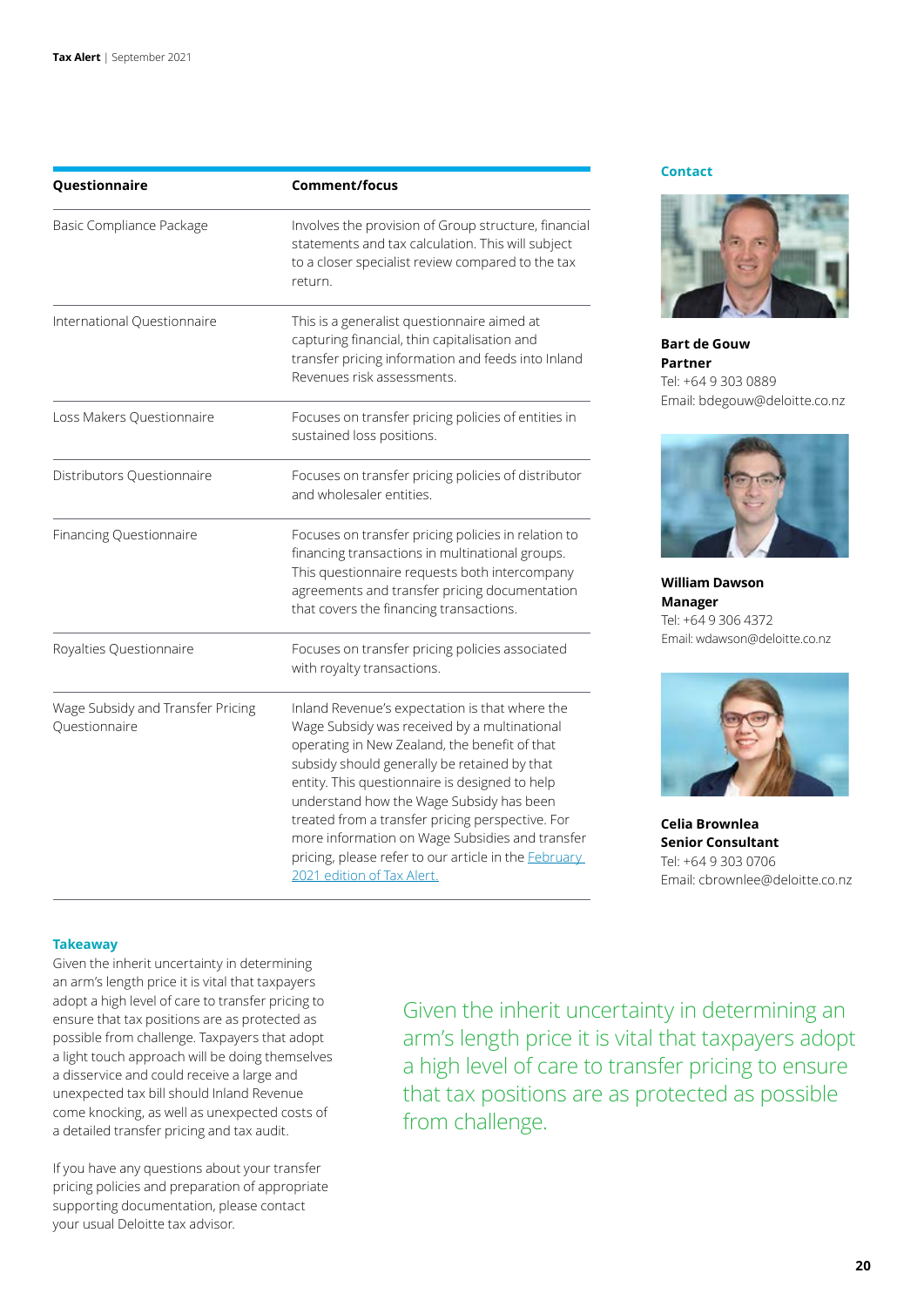| Questionnaire | Comment/focus |
|---|---|
| Basic Compliance Package | Involves the provision of Group structure, financial statements and tax calculation. This will subject to a closer specialist review compared to the tax return. |
| International Questionnaire | This is a generalist questionnaire aimed at capturing financial, thin capitalisation and transfer pricing information and feeds into Inland Revenues risk assessments. |
| Loss Makers Questionnaire | Focuses on transfer pricing policies of entities in sustained loss positions. |
| Distributors Questionnaire | Focuses on transfer pricing policies of distributor and wholesaler entities. |
| Financing Questionnaire | Focuses on transfer pricing policies in relation to financing transactions in multinational groups. This questionnaire requests both intercompany agreements and transfer pricing documentation that covers the financing transactions. |
| Royalties Questionnaire | Focuses on transfer pricing policies associated with royalty transactions. |
| Wage Subsidy and Transfer Pricing Questionnaire | Inland Revenue's expectation is that where the Wage Subsidy was received by a multinational operating in New Zealand, the benefit of that subsidy should generally be retained by that entity. This questionnaire is designed to help understand how the Wage Subsidy has been treated from a transfer pricing perspective. For more information on Wage Subsidies and transfer pricing, please refer to our article in the February 2021 edition of Tax Alert. |

### Takeaway

Given the inherit uncertainty in determining an arm's length price it is vital that taxpayers adopt a high level of care to transfer pricing to ensure that tax positions are as protected as possible from challenge. Taxpayers that adopt a light touch approach will be doing themselves a disservice and could receive a large and unexpected tax bill should Inland Revenue come knocking, as well as unexpected costs of a detailed transfer pricing and tax audit.

If you have any questions about your transfer pricing policies and preparation of appropriate supporting documentation, please contact your usual Deloitte tax advisor.

> Given the inherit uncertainty in determining an arm's length price it is vital that taxpayers adopt a high level of care to transfer pricing to ensure that tax positions are as protected as possible from challenge.

### Contact

**Bart de Gouw**
**Partner**
Tel: +64 9 303 0889
Email: bdegouw@deloitte.co.nz

**William Dawson**
**Manager**
Tel: +64 9 306 4372
Email: wdawson@deloitte.co.nz

**Celia Brownlea**
**Senior Consultant**
Tel: +64 9 303 0706
Email: cbrownlee@deloitte.co.nz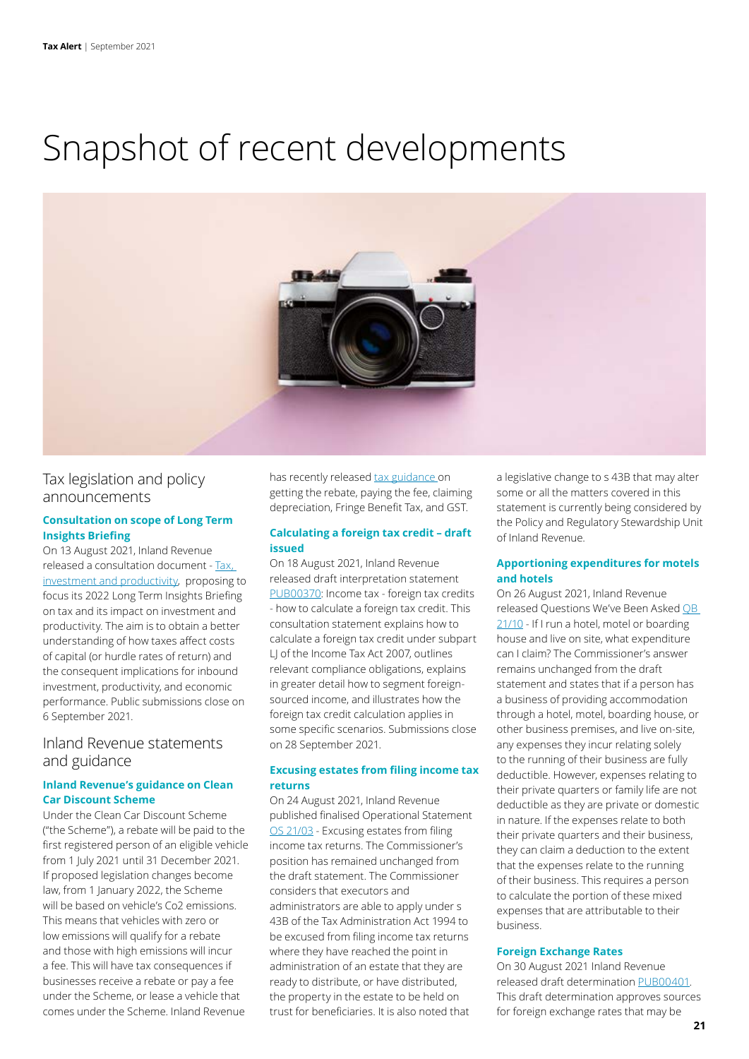# Snapshot of recent developments

## Tax legislation and policy announcements

### Consultation on scope of Long Term Insights Briefing

On 13 August 2021, Inland Revenue released a consultation document - Tax, investment and productivity, proposing to focus its 2022 Long Term Insights Briefing on tax and its impact on investment and productivity. The aim is to obtain a better understanding of how taxes affect costs of capital (or hurdle rates of return) and the consequent implications for inbound investment, productivity, and economic performance. Public submissions close on 6 September 2021.

## Inland Revenue statements and guidance

### Inland Revenue's guidance on Clean Car Discount Scheme

Under the Clean Car Discount Scheme ("the Scheme"), a rebate will be paid to the first registered person of an eligible vehicle from 1 July 2021 until 31 December 2021. If proposed legislation changes become law, from 1 January 2022, the Scheme will be based on vehicle's Co2 emissions. This means that vehicles with zero or low emissions will qualify for a rebate and those with high emissions will incur a fee. This will have tax consequences if businesses receive a rebate or pay a fee under the Scheme, or lease a vehicle that comes under the Scheme. Inland Revenue has recently released tax guidance on getting the rebate, paying the fee, claiming depreciation, Fringe Benefit Tax, and GST.

### Calculating a foreign tax credit – draft issued

On 18 August 2021, Inland Revenue released draft interpretation statement PUB00370: Income tax - foreign tax credits - how to calculate a foreign tax credit. This consultation statement explains how to calculate a foreign tax credit under subpart LJ of the Income Tax Act 2007, outlines relevant compliance obligations, explains in greater detail how to segment foreign-sourced income, and illustrates how the foreign tax credit calculation applies in some specific scenarios. Submissions close on 28 September 2021.

### Excusing estates from filing income tax returns

On 24 August 2021, Inland Revenue published finalised Operational Statement OS 21/03 - Excusing estates from filing income tax returns. The Commissioner's position has remained unchanged from the draft statement. The Commissioner considers that executors and administrators are able to apply under s 43B of the Tax Administration Act 1994 to be excused from filing income tax returns where they have reached the point in administration of an estate that they are ready to distribute, or have distributed, the property in the estate to be held on trust for beneficiaries. It is also noted that a legislative change to s 43B that may alter some or all the matters covered in this statement is currently being considered by the Policy and Regulatory Stewardship Unit of Inland Revenue.

### Apportioning expenditures for motels and hotels

On 26 August 2021, Inland Revenue released Questions We've Been Asked QB 21/10 - If I run a hotel, motel or boarding house and live on site, what expenditure can I claim? The Commissioner's answer remains unchanged from the draft statement and states that if a person has a business of providing accommodation through a hotel, motel, boarding house, or other business premises, and live on-site, any expenses they incur relating solely to the running of their business are fully deductible. However, expenses relating to their private quarters or family life are not deductible as they are private or domestic in nature. If the expenses relate to both their private quarters and their business, they can claim a deduction to the extent that the expenses relate to the running of their business. This requires a person to calculate the portion of these mixed expenses that are attributable to their business.

### Foreign Exchange Rates

On 30 August 2021 Inland Revenue released draft determination PUB00401. This draft determination approves sources for foreign exchange rates that may be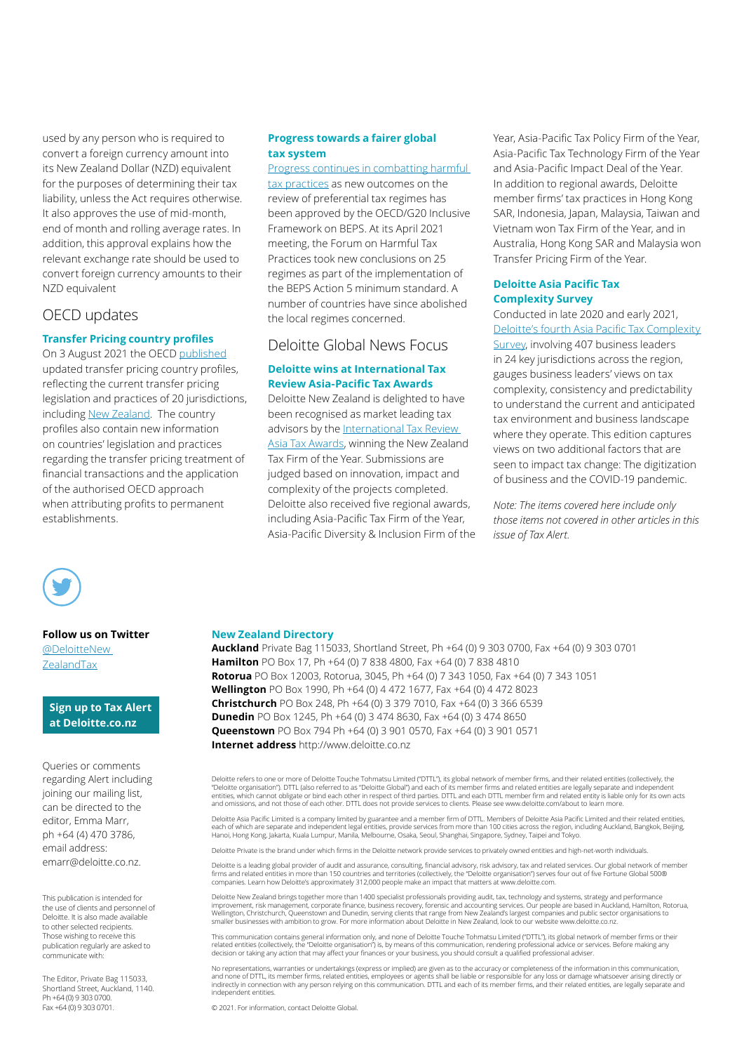used by any person who is required to convert a foreign currency amount into its New Zealand Dollar (NZD) equivalent for the purposes of determining their tax liability, unless the Act requires otherwise. It also approves the use of mid-month, end of month and rolling average rates. In addition, this approval explains how the relevant exchange rate should be used to convert foreign currency amounts to their NZD equivalent

## OECD updates

### Transfer Pricing country profiles

On 3 August 2021 the OECD published updated transfer pricing country profiles, reflecting the current transfer pricing legislation and practices of 20 jurisdictions, including New Zealand. The country profiles also contain new information on countries' legislation and practices regarding the transfer pricing treatment of financial transactions and the application of the authorised OECD approach when attributing profits to permanent establishments.

### Progress towards a fairer global tax system

Progress continues in combatting harmful tax practices as new outcomes on the review of preferential tax regimes has been approved by the OECD/G20 Inclusive Framework on BEPS. At its April 2021 meeting, the Forum on Harmful Tax Practices took new conclusions on 25 regimes as part of the implementation of the BEPS Action 5 minimum standard. A number of countries have since abolished the local regimes concerned.

## Deloitte Global News Focus

### Deloitte wins at International Tax Review Asia-Pacific Tax Awards

Deloitte New Zealand is delighted to have been recognised as market leading tax advisors by the International Tax Review Asia Tax Awards, winning the New Zealand Tax Firm of the Year. Submissions are judged based on innovation, impact and complexity of the projects completed. Deloitte also received five regional awards, including Asia-Pacific Tax Firm of the Year, Asia-Pacific Diversity & Inclusion Firm of the Year, Asia-Pacific Tax Policy Firm of the Year, Asia-Pacific Tax Technology Firm of the Year and Asia-Pacific Impact Deal of the Year. In addition to regional awards, Deloitte member firms' tax practices in Hong Kong SAR, Indonesia, Japan, Malaysia, Taiwan and Vietnam won Tax Firm of the Year, and in Australia, Hong Kong SAR and Malaysia won Transfer Pricing Firm of the Year.

### Deloitte Asia Pacific Tax Complexity Survey

Conducted in late 2020 and early 2021, Deloitte's fourth Asia Pacific Tax Complexity Survey, involving 407 business leaders in 24 key jurisdictions across the region, gauges business leaders' views on tax complexity, consistency and predictability to understand the current and anticipated tax environment and business landscape where they operate. This edition captures views on two additional factors that are seen to impact tax change: The digitization of business and the COVID-19 pandemic.

*Note: The items covered here include only those items not covered in other articles in this issue of Tax Alert.*

**Follow us on Twitter**
@DeloitteNewZealandTax

**Sign up to Tax Alert at Deloitte.co.nz**

Queries or comments regarding Alert including joining our mailing list, can be directed to the editor, Emma Marr, ph +64 (4) 470 3786, email address: emarr@deloitte.co.nz.

This publication is intended for the use of clients and personnel of Deloitte. It is also made available to other selected recipients. Those wishing to receive this publication regularly are asked to communicate with:

The Editor, Private Bag 115033, Shortland Street, Auckland, 1140.
Ph +64 (0) 9 303 0700.
Fax +64 (0) 9 303 0701.

### New Zealand Directory

**Auckland** Private Bag 115033, Shortland Street, Ph +64 (0) 9 303 0700, Fax +64 (0) 9 303 0701
**Hamilton** PO Box 17, Ph +64 (0) 7 838 4800, Fax +64 (0) 7 838 4810
**Rotorua** PO Box 12003, Rotorua, 3045, Ph +64 (0) 7 343 1050, Fax +64 (0) 7 343 1051
**Wellington** PO Box 1990, Ph +64 (0) 4 472 1677, Fax +64 (0) 4 472 8023
**Christchurch** PO Box 248, Ph +64 (0) 3 379 7010, Fax +64 (0) 3 366 6539
**Dunedin** PO Box 1245, Ph +64 (0) 3 474 8630, Fax +64 (0) 3 474 8650
**Queenstown** PO Box 794 Ph +64 (0) 3 901 0570, Fax +64 (0) 3 901 0571
**Internet address** http://www.deloitte.co.nz

Deloitte refers to one or more of Deloitte Touche Tohmatsu Limited ("DTTL"), its global network of member firms, and their related entities (collectively, the "Deloitte organisation"). DTTL (also referred to as "Deloitte Global") and each of its member firms and related entities are legally separate and independent entities, which cannot obligate or bind each other in respect of third parties. DTTL and each DTTL member firm and related entity is liable only for its own acts and omissions, and not those of each other. DTTL does not provide services to clients. Please see www.deloitte.com/about to learn more.

Deloitte Asia Pacific Limited is a company limited by guarantee and a member firm of DTTL. Members of Deloitte Asia Pacific Limited and their related entities, each of which are separate and independent legal entities, provide services from more than 100 cities across the region, including Auckland, Bangkok, Beijing, Hanoi, Hong Kong, Jakarta, Kuala Lumpur, Manila, Melbourne, Osaka, Seoul, Shanghai, Singapore, Sydney, Taipei and Tokyo.

Deloitte Private is the brand under which firms in the Deloitte network provide services to privately owned entities and high-net-worth individuals.

Deloitte is a leading global provider of audit and assurance, consulting, financial advisory, risk advisory, tax and related services. Our global network of member firms and related entities in more than 150 countries and territories (collectively, the "Deloitte organisation") serves four out of five Fortune Global 500® companies. Learn how Deloitte's approximately 312,000 people make an impact that matters at www.deloitte.com.

Deloitte New Zealand brings together more than 1400 specialist professionals providing audit, tax, technology and systems, strategy and performance improvement, risk management, corporate finance, business recovery, forensic and accounting services. Our people are based in Auckland, Hamilton, Rotorua, Wellington, Christchurch, Queenstown and Dunedin, serving clients that range from New Zealand's largest companies and public sector organisations to smaller businesses with ambition to grow. For more information about Deloitte in New Zealand, look to our website www.deloitte.co.nz.

This communication contains general information only, and none of Deloitte Touche Tohmatsu Limited ("DTTL"), its global network of member firms or their related entities (collectively, the "Deloitte organisation") is, by means of this communication, rendering professional advice or services. Before making any decision or taking any action that may affect your finances or your business, you should consult a qualified professional adviser.

No representations, warranties or undertakings (express or implied) are given as to the accuracy or completeness of the information in this communication, and none of DTTL, its member firms, related entities, employees or agents shall be liable or responsible for any loss or damage whatsoever arising directly or indirectly in connection with any person relying on this communication. DTTL and each of its member firms, and their related entities, are legally separate and independent entities.

© 2021. For information, contact Deloitte Global.